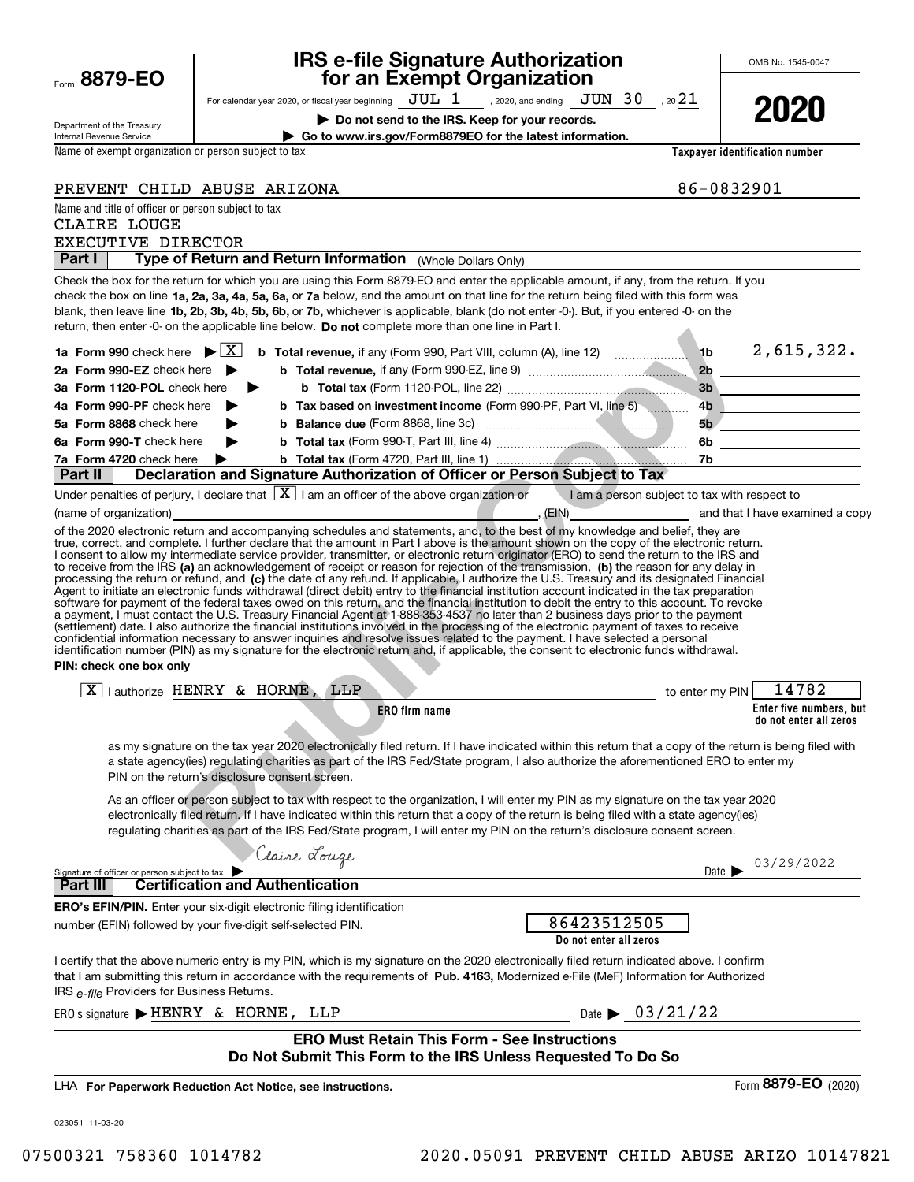Form **8879-EO**

Department of the Treasury
Internal Revenue Service

# IRS e-file Signature Authorization for an Exempt Organization

For calendar year 2020, or fiscal year beginning JUL 1, 2020, and ending JUN 30, 2021

**▶ Do not send to the IRS. Keep for your records.**

**▶ Go to www.irs.gov/Form8879EO for the latest information.**

OMB No. 1545-0047

**2020**

| Name of exempt organization or person subject to tax | Taxpayer identification number |
| --- | --- |
| PREVENT CHILD ABUSE ARIZONA | 86-0832901 |

Name and title of officer or person subject to tax
CLAIRE LOUGE
EXECUTIVE DIRECTOR

**Part I — Type of Return and Return Information** (Whole Dollars Only)

Check the box for the return for which you are using this Form 8879-EO and enter the applicable amount, if any, from the return. If you check the box on line **1a, 2a, 3a, 4a, 5a, 6a,** or **7a** below, and the amount on that line for the return being filed with this form was blank, then leave line **1b, 2b, 3b, 4b, 5b, 6b,** or **7b,** whichever is applicable, blank (do not enter -0-). But, if you entered -0- on the return, then enter -0- on the applicable line below. **Do not** complete more than one line in Part I.

| | | | |
| --- | --- | --- | --- |
| **1a Form 990** check here ▶ [X] | **b Total revenue,** if any (Form 990, Part VIII, column (A), line 12) | **1b** | 2,615,322. |
| **2a Form 990-EZ** check here ▶ | **b Total revenue,** if any (Form 990-EZ, line 9) | **2b** | |
| **3a Form 1120-POL** check here ▶ | **b Total tax** (Form 1120-POL, line 22) | **3b** | |
| **4a Form 990-PF** check here ▶ | **b Tax based on investment income** (Form 990-PF, Part VI, line 5) | **4b** | |
| **5a Form 8868** check here ▶ | **b Balance due** (Form 8868, line 3c) | **5b** | |
| **6a Form 990-T** check here ▶ | **b Total tax** (Form 990-T, Part III, line 4) | **6b** | |
| **7a Form 4720** check here ▶ | **b Total tax** (Form 4720, Part III, line 1) | **7b** | |

**Part II — Declaration and Signature Authorization of Officer or Person Subject to Tax**

Under penalties of perjury, I declare that [X] I am an officer of the above organization or [ ] I am a person subject to tax with respect to (name of organization) ____________, (EIN) ____________ and that I have examined a copy of the 2020 electronic return and accompanying schedules and statements, and, to the best of my knowledge and belief, they are true, correct, and complete. I further declare that the amount in Part I above is the amount shown on the copy of the electronic return. I consent to allow my intermediate service provider, transmitter, or electronic return originator (ERO) to send the return to the IRS and to receive from the IRS **(a)** an acknowledgement of receipt or reason for rejection of the transmission, **(b)** the reason for any delay in processing the return or refund, and **(c)** the date of any refund. If applicable, I authorize the U.S. Treasury and its designated Financial Agent to initiate an electronic funds withdrawal (direct debit) entry to the financial institution account indicated in the tax preparation software for payment of the federal taxes owed on this return, and the financial institution to debit the entry to this account. To revoke a payment, I must contact the U.S. Treasury Financial Agent at 1-888-353-4537 no later than 2 business days prior to the payment (settlement) date. I also authorize the financial institutions involved in the processing of the electronic payment of taxes to receive confidential information necessary to answer inquiries and resolve issues related to the payment. I have selected a personal identification number (PIN) as my signature for the electronic return and, if applicable, the consent to electronic funds withdrawal.

**PIN: check one box only**

[X] I authorize HENRY & HORNE, LLP (**ERO firm name**) to enter my PIN 14782 (**Enter five numbers, but do not enter all zeros**)

as my signature on the tax year 2020 electronically filed return. If I have indicated within this return that a copy of the return is being filed with a state agency(ies) regulating charities as part of the IRS Fed/State program, I also authorize the aforementioned ERO to enter my PIN on the return's disclosure consent screen.

[ ] As an officer or person subject to tax with respect to the organization, I will enter my PIN as my signature on the tax year 2020 electronically filed return. If I have indicated within this return that a copy of the return is being filed with a state agency(ies) regulating charities as part of the IRS Fed/State program, I will enter my PIN on the return's disclosure consent screen.

Signature of officer or person subject to tax ▶ *Claire Louge* Date ▶ 03/29/2022

**Part III — Certification and Authentication**

**ERO's EFIN/PIN.** Enter your six-digit electronic filing identification number (EFIN) followed by your five-digit self-selected PIN. 86423512505 (**Do not enter all zeros**)

I certify that the above numeric entry is my PIN, which is my signature on the 2020 electronically filed return indicated above. I confirm that I am submitting this return in accordance with the requirements of **Pub. 4163,** Modernized e-File (MeF) Information for Authorized IRS *e-file* Providers for Business Returns.

ERO's signature ▶ HENRY & HORNE, LLP Date ▶ 03/21/22

**ERO Must Retain This Form - See Instructions**
**Do Not Submit This Form to the IRS Unless Requested To Do So**

LHA **For Paperwork Reduction Act Notice, see instructions.** Form **8879-EO** (2020)

023051 11-03-20

07500321 758360 1014782 2020.05091 PREVENT CHILD ABUSE ARIZO 10147821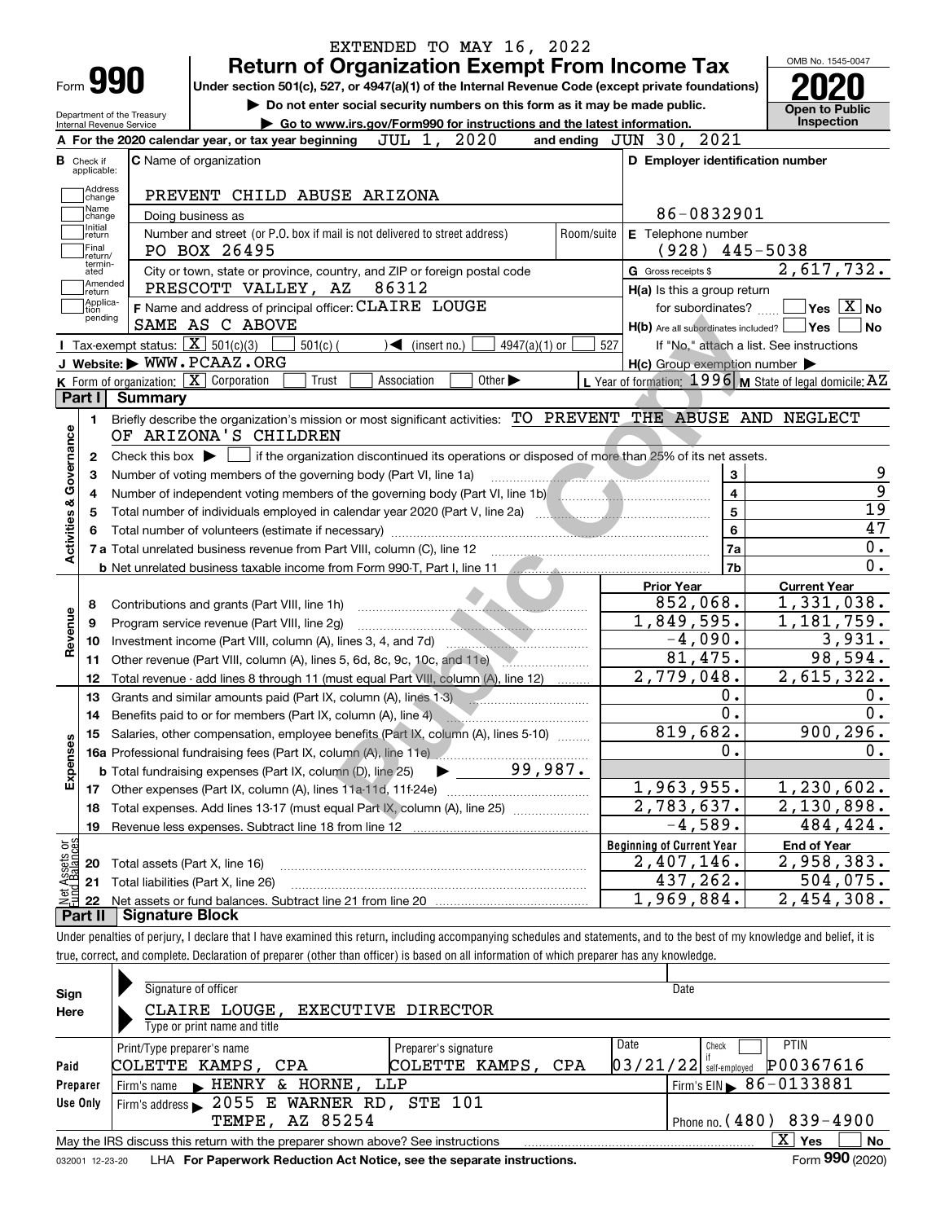EXTENDED TO MAY 16, 2022

Form **990**

# Return of Organization Exempt From Income Tax

Under section 501(c), 527, or 4947(a)(1) of the Internal Revenue Code (except private foundations)

▶ Do not enter social security numbers on this form as it may be made public.

▶ Go to www.irs.gov/Form990 for instructions and the latest information.

Department of the Treasury
Internal Revenue Service

OMB No. 1545-0047

**2020**

**Open to Public Inspection**

**A** For the 2020 calendar year, or tax year beginning JUL 1, 2020 and ending JUN 30, 2021

**B** Check if applicable: Address change / Name change / Initial return / Final return/terminated / Amended return / Application pending

**C** Name of organization: PREVENT CHILD ABUSE ARIZONA

Doing business as

Number and street (or P.O. box if mail is not delivered to street address): PO BOX 26495 Room/suite

City or town, state or province, country, and ZIP or foreign postal code: PRESCOTT VALLEY, AZ 86312

**D** Employer identification number: 86-0832901

**E** Telephone number: (928) 445-5038

**G** Gross receipts $ 2,617,732.

**F** Name and address of principal officer: CLAIRE LOUGE
SAME AS C ABOVE

**H(a)** Is this a group return for subordinates? Yes [ ] No [X]

**H(b)** Are all subordinates included? Yes [ ] No [ ]
If "No," attach a list. See instructions

**H(c)** Group exemption number ▶

**I** Tax-exempt status: [X] 501(c)(3) [ ] 501(c) ( ) ◀ (insert no.) [ ] 4947(a)(1) or [ ] 527

**J** Website: ▶ WWW.PCAAZ.ORG

**K** Form of organization: [X] Corporation [ ] Trust [ ] Association [ ] Other ▶

**L** Year of formation: 1996 **M** State of legal domicile: AZ

## Part I Summary

**Activities & Governance**

1 Briefly describe the organization's mission or most significant activities: TO PREVENT THE ABUSE AND NEGLECT OF ARIZONA'S CHILDREN

2 Check this box ▶ [ ] if the organization discontinued its operations or disposed of more than 25% of its net assets.

| | | | |
|---|---|---|---|
| 3 | Number of voting members of the governing body (Part VI, line 1a) | 3 | 9 |
| 4 | Number of independent voting members of the governing body (Part VI, line 1b) | 4 | 9 |
| 5 | Total number of individuals employed in calendar year 2020 (Part V, line 2a) | 5 | 19 |
| 6 | Total number of volunteers (estimate if necessary) | 6 | 47 |
| 7a | Total unrelated business revenue from Part VIII, column (C), line 12 | 7a | 0. |
| b | Net unrelated business taxable income from Form 990-T, Part I, line 11 | 7b | 0. |

| | | | Prior Year | Current Year |
|---|---|---|---|---|
| **Revenue** | 8 | Contributions and grants (Part VIII, line 1h) | 852,068. | 1,331,038. |
| | 9 | Program service revenue (Part VIII, line 2g) | 1,849,595. | 1,181,759. |
| | 10 | Investment income (Part VIII, column (A), lines 3, 4, and 7d) | -4,090. | 3,931. |
| | 11 | Other revenue (Part VIII, column (A), lines 5, 6d, 8c, 9c, 10c, and 11e) | 81,475. | 98,594. |
| | 12 | Total revenue - add lines 8 through 11 (must equal Part VIII, column (A), line 12) | 2,779,048. | 2,615,322. |
| **Expenses** | 13 | Grants and similar amounts paid (Part IX, column (A), lines 1-3) | 0. | 0. |
| | 14 | Benefits paid to or for members (Part IX, column (A), line 4) | 0. | 0. |
| | 15 | Salaries, other compensation, employee benefits (Part IX, column (A), lines 5-10) | 819,682. | 900,296. |
| | 16a | Professional fundraising fees (Part IX, column (A), line 11e) | 0. | 0. |
| | b | Total fundraising expenses (Part IX, column (D), line 25) ▶ 99,987. | | |
| | 17 | Other expenses (Part IX, column (A), lines 11a-11d, 11f-24e) | 1,963,955. | 1,230,602. |
| | 18 | Total expenses. Add lines 13-17 (must equal Part IX, column (A), line 25) | 2,783,637. | 2,130,898. |
| | 19 | Revenue less expenses. Subtract line 18 from line 12 | -4,589. | 484,424. |

| | | | Beginning of Current Year | End of Year |
|---|---|---|---|---|
| **Net Assets or Fund Balances** | 20 | Total assets (Part X, line 16) | 2,407,146. | 2,958,383. |
| | 21 | Total liabilities (Part X, line 26) | 437,262. | 504,075. |
| | 22 | Net assets or fund balances. Subtract line 21 from line 20 | 1,969,884. | 2,454,308. |

## Part II Signature Block

Under penalties of perjury, I declare that I have examined this return, including accompanying schedules and statements, and to the best of my knowledge and belief, it is true, correct, and complete. Declaration of preparer (other than officer) is based on all information of which preparer has any knowledge.

**Sign Here**

Signature of officer — Date

CLAIRE LOUGE, EXECUTIVE DIRECTOR
Type or print name and title

**Paid Preparer Use Only**

| Print/Type preparer's name | Preparer's signature | Date | Check if self-employed | PTIN |
|---|---|---|---|---|
| COLETTE KAMPS, CPA | COLETTE KAMPS, CPA | 03/21/22 | [ ] | P00367616 |

Firm's name ▶ HENRY & HORNE, LLP — Firm's EIN ▶ 86-0133881

Firm's address ▶ 2055 E WARNER RD, STE 101, TEMPE, AZ 85254 — Phone no. (480) 839-4900

May the IRS discuss this return with the preparer shown above? See instructions [X] Yes [ ] No

032001 12-23-20 LHA For Paperwork Reduction Act Notice, see the separate instructions. Form **990** (2020)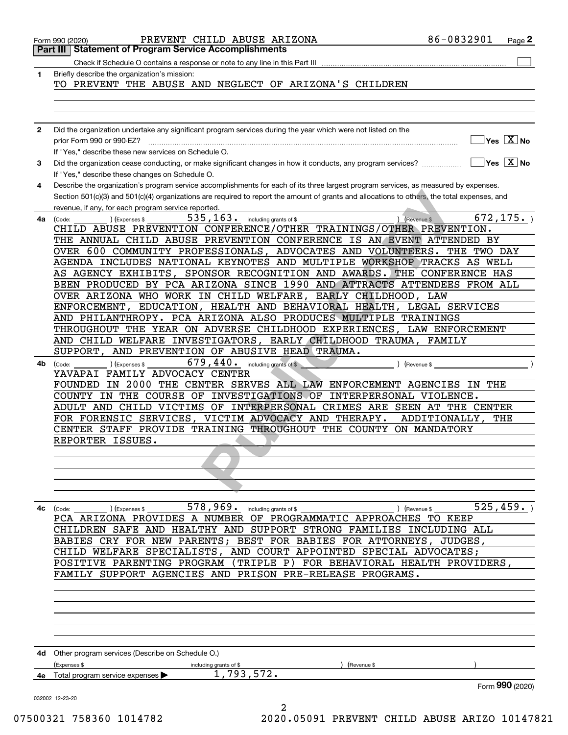Form 990 (2020) PREVENT CHILD ABUSE ARIZONA 86-0832901

## Part III Statement of Program Service Accomplishments

Check if Schedule O contains a response or note to any line in this Part III

**1** Briefly describe the organization's mission:

TO PREVENT THE ABUSE AND NEGLECT OF ARIZONA'S CHILDREN

**2** Did the organization undertake any significant program services during the year which were not listed on the prior Form 990 or 990-EZ? Yes [X] No

If "Yes," describe these new services on Schedule O.

**3** Did the organization cease conducting, or make significant changes in how it conducts, any program services? Yes [X] No

If "Yes," describe these changes on Schedule O.

**4** Describe the organization's program service accomplishments for each of its three largest program services, as measured by expenses. Section 501(c)(3) and 501(c)(4) organizations are required to report the amount of grants and allocations to others, the total expenses, and revenue, if any, for each program service reported.

**4a** (Code: ) (Expenses $ 535,163. including grants of $ ) (Revenue $ 672,175. )

CHILD ABUSE PREVENTION CONFERENCE/OTHER TRAININGS/OTHER PREVENTION. THE ANNUAL CHILD ABUSE PREVENTION CONFERENCE IS AN EVENT ATTENDED BY OVER 600 COMMUNITY PROFESSIONALS, ADVOCATES AND VOLUNTEERS. THE TWO DAY AGENDA INCLUDES NATIONAL KEYNOTES AND MULTIPLE WORKSHOP TRACKS AS WELL AS AGENCY EXHIBITS, SPONSOR RECOGNITION AND AWARDS. THE CONFERENCE HAS BEEN PRODUCED BY PCA ARIZONA SINCE 1990 AND ATTRACTS ATTENDEES FROM ALL OVER ARIZONA WHO WORK IN CHILD WELFARE, EARLY CHILDHOOD, LAW ENFORCEMENT, EDUCATION, HEALTH AND BEHAVIORAL HEALTH, LEGAL SERVICES AND PHILANTHROPY. PCA ARIZONA ALSO PRODUCES MULTIPLE TRAININGS THROUGHOUT THE YEAR ON ADVERSE CHILDHOOD EXPERIENCES, LAW ENFORCEMENT AND CHILD WELFARE INVESTIGATORS, EARLY CHILDHOOD TRAUMA, FAMILY SUPPORT, AND PREVENTION OF ABUSIVE HEAD TRAUMA.

**4b** (Code: ) (Expenses $ 679,440. including grants of $ ) (Revenue $ )

YAVAPAI FAMILY ADVOCACY CENTER
FOUNDED IN 2000 THE CENTER SERVES ALL LAW ENFORCEMENT AGENCIES IN THE COUNTY IN THE COURSE OF INVESTIGATIONS OF INTERPERSONAL VIOLENCE. ADULT AND CHILD VICTIMS OF INTERPERSONAL CRIMES ARE SEEN AT THE CENTER FOR FORENSIC SERVICES, VICTIM ADVOCACY AND THERAPY. ADDITIONALLY, THE CENTER STAFF PROVIDE TRAINING THROUGHOUT THE COUNTY ON MANDATORY REPORTER ISSUES.

**4c** (Code: ) (Expenses $ 578,969. including grants of $ ) (Revenue $ 525,459. )

PCA ARIZONA PROVIDES A NUMBER OF PROGRAMMATIC APPROACHES TO KEEP CHILDREN SAFE AND HEALTHY AND SUPPORT STRONG FAMILIES INCLUDING ALL BABIES CRY FOR NEW PARENTS; BEST FOR BABIES FOR ATTORNEYS, JUDGES, CHILD WELFARE SPECIALISTS, AND COURT APPOINTED SPECIAL ADVOCATES; POSITIVE PARENTING PROGRAM (TRIPLE P) FOR BEHAVIORAL HEALTH PROVIDERS, FAMILY SUPPORT AGENCIES AND PRISON PRE-RELEASE PROGRAMS.

**4d** Other program services (Describe on Schedule O.)

(Expenses $ including grants of $ ) (Revenue $ )

**4e** Total program service expenses ▶ 1,793,572.

Form **990** (2020)

032002 12-23-20

07500321 758360 1014782 2020.05091 PREVENT CHILD ABUSE ARIZO 10147821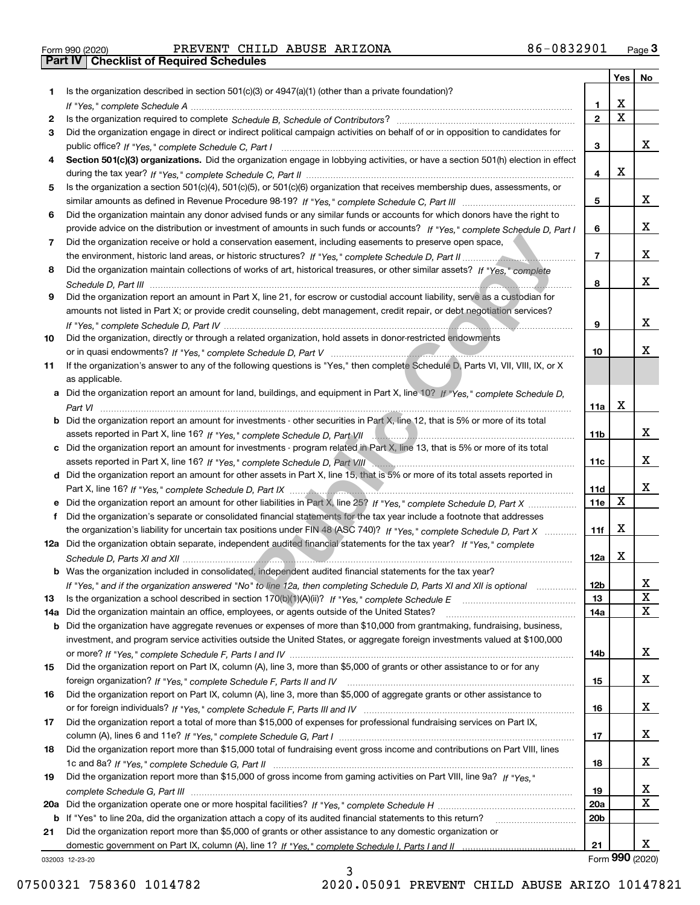Form 990 (2020) PREVENT CHILD ABUSE ARIZONA 86-0832901 Page 3

## Part IV Checklist of Required Schedules

| | | | Yes | No |
|---|---|---|---|---|
| 1 | Is the organization described in section 501(c)(3) or 4947(a)(1) (other than a private foundation)? *If "Yes," complete Schedule A* | 1 | X | |
| 2 | Is the organization required to complete *Schedule B, Schedule of Contributors*? | 2 | X | |
| 3 | Did the organization engage in direct or indirect political campaign activities on behalf of or in opposition to candidates for public office? *If "Yes," complete Schedule C, Part I* | 3 | | X |
| 4 | **Section 501(c)(3) organizations.** Did the organization engage in lobbying activities, or have a section 501(h) election in effect during the tax year? *If "Yes," complete Schedule C, Part II* | 4 | X | |
| 5 | Is the organization a section 501(c)(4), 501(c)(5), or 501(c)(6) organization that receives membership dues, assessments, or similar amounts as defined in Revenue Procedure 98-19? *If "Yes," complete Schedule C, Part III* | 5 | | X |
| 6 | Did the organization maintain any donor advised funds or any similar funds or accounts for which donors have the right to provide advice on the distribution or investment of amounts in such funds or accounts? *If "Yes," complete Schedule D, Part I* | 6 | | X |
| 7 | Did the organization receive or hold a conservation easement, including easements to preserve open space, the environment, historic land areas, or historic structures? *If "Yes," complete Schedule D, Part II* | 7 | | X |
| 8 | Did the organization maintain collections of works of art, historical treasures, or other similar assets? *If "Yes," complete Schedule D, Part III* | 8 | | X |
| 9 | Did the organization report an amount in Part X, line 21, for escrow or custodial account liability, serve as a custodian for amounts not listed in Part X; or provide credit counseling, debt management, credit repair, or debt negotiation services? *If "Yes," complete Schedule D, Part IV* | 9 | | X |
| 10 | Did the organization, directly or through a related organization, hold assets in donor-restricted endowments or in quasi endowments? *If "Yes," complete Schedule D, Part V* | 10 | | X |
| 11 | If the organization's answer to any of the following questions is "Yes," then complete Schedule D, Parts VI, VII, VIII, IX, or X as applicable. | | | |
| a | Did the organization report an amount for land, buildings, and equipment in Part X, line 10? *If "Yes," complete Schedule D, Part VI* | 11a | X | |
| b | Did the organization report an amount for investments - other securities in Part X, line 12, that is 5% or more of its total assets reported in Part X, line 16? *If "Yes," complete Schedule D, Part VII* | 11b | | X |
| c | Did the organization report an amount for investments - program related in Part X, line 13, that is 5% or more of its total assets reported in Part X, line 16? *If "Yes," complete Schedule D, Part VIII* | 11c | | X |
| d | Did the organization report an amount for other assets in Part X, line 15, that is 5% or more of its total assets reported in Part X, line 16? *If "Yes," complete Schedule D, Part IX* | 11d | | X |
| e | Did the organization report an amount for other liabilities in Part X, line 25? *If "Yes," complete Schedule D, Part X* | 11e | X | |
| f | Did the organization's separate or consolidated financial statements for the tax year include a footnote that addresses the organization's liability for uncertain tax positions under FIN 48 (ASC 740)? *If "Yes," complete Schedule D, Part X* | 11f | X | |
| 12a | Did the organization obtain separate, independent audited financial statements for the tax year? *If "Yes," complete Schedule D, Parts XI and XII* | 12a | X | |
| b | Was the organization included in consolidated, independent audited financial statements for the tax year? *If "Yes," and if the organization answered "No" to line 12a, then completing Schedule D, Parts XI and XII is optional* | 12b | | X |
| 13 | Is the organization a school described in section 170(b)(1)(A)(ii)? *If "Yes," complete Schedule E* | 13 | | X |
| 14a | Did the organization maintain an office, employees, or agents outside of the United States? | 14a | | X |
| b | Did the organization have aggregate revenues or expenses of more than $10,000 from grantmaking, fundraising, business, investment, and program service activities outside the United States, or aggregate foreign investments valued at $100,000 or more? *If "Yes," complete Schedule F, Parts I and IV* | 14b | | X |
| 15 | Did the organization report on Part IX, column (A), line 3, more than $5,000 of grants or other assistance to or for any foreign organization? *If "Yes," complete Schedule F, Parts II and IV* | 15 | | X |
| 16 | Did the organization report on Part IX, column (A), line 3, more than $5,000 of aggregate grants or other assistance to or for foreign individuals? *If "Yes," complete Schedule F, Parts III and IV* | 16 | | X |
| 17 | Did the organization report a total of more than $15,000 of expenses for professional fundraising services on Part IX, column (A), lines 6 and 11e? *If "Yes," complete Schedule G, Part I* | 17 | | X |
| 18 | Did the organization report more than $15,000 total of fundraising event gross income and contributions on Part VIII, lines 1c and 8a? *If "Yes," complete Schedule G, Part II* | 18 | | X |
| 19 | Did the organization report more than $15,000 of gross income from gaming activities on Part VIII, line 9a? *If "Yes," complete Schedule G, Part III* | 19 | | X |
| 20a | Did the organization operate one or more hospital facilities? *If "Yes," complete Schedule H* | 20a | | X |
| b | If "Yes" to line 20a, did the organization attach a copy of its audited financial statements to this return? | 20b | | |
| 21 | Did the organization report more than $5,000 of grants or other assistance to any domestic organization or domestic government on Part IX, column (A), line 1? *If "Yes," complete Schedule I, Parts I and II* | 21 | | X |

032003 12-23-20 Form **990** (2020)

07500321 758360 1014782 2020.05091 PREVENT CHILD ABUSE ARIZO 10147821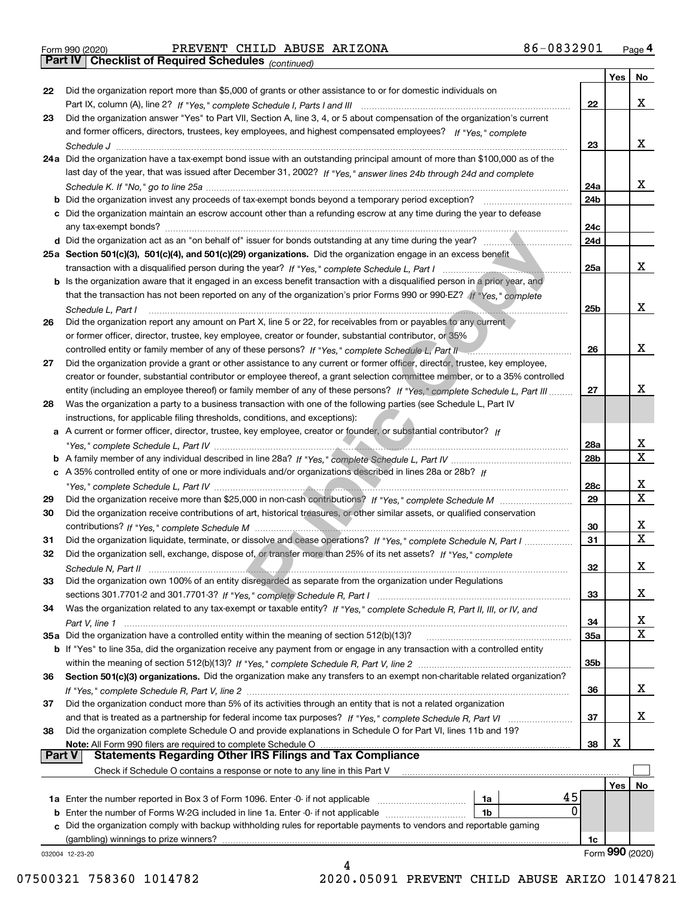Form 990 (2020) PREVENT CHILD ABUSE ARIZONA 86-0832901 Page 4

## Part IV Checklist of Required Schedules *(continued)*

| | | | Yes | No |
|---|---|---|---|---|
| 22 | Did the organization report more than $5,000 of grants or other assistance to or for domestic individuals on Part IX, column (A), line 2? *If "Yes," complete Schedule I, Parts I and III* | 22 | | X |
| 23 | Did the organization answer "Yes" to Part VII, Section A, line 3, 4, or 5 about compensation of the organization's current and former officers, directors, trustees, key employees, and highest compensated employees? *If "Yes," complete Schedule J* | 23 | | X |
| 24a | Did the organization have a tax-exempt bond issue with an outstanding principal amount of more than $100,000 as of the last day of the year, that was issued after December 31, 2002? *If "Yes," answer lines 24b through 24d and complete Schedule K. If "No," go to line 25a* | 24a | | X |
| b | Did the organization invest any proceeds of tax-exempt bonds beyond a temporary period exception? | 24b | | |
| c | Did the organization maintain an escrow account other than a refunding escrow at any time during the year to defease any tax-exempt bonds? | 24c | | |
| d | Did the organization act as an "on behalf of" issuer for bonds outstanding at any time during the year? | 24d | | |
| 25a | **Section 501(c)(3), 501(c)(4), and 501(c)(29) organizations.** Did the organization engage in an excess benefit transaction with a disqualified person during the year? *If "Yes," complete Schedule L, Part I* | 25a | | X |
| b | Is the organization aware that it engaged in an excess benefit transaction with a disqualified person in a prior year, and that the transaction has not been reported on any of the organization's prior Forms 990 or 990-EZ? *If "Yes," complete Schedule L, Part I* | 25b | | X |
| 26 | Did the organization report any amount on Part X, line 5 or 22, for receivables from or payables to any current or former officer, director, trustee, key employee, creator or founder, substantial contributor, or 35% controlled entity or family member of any of these persons? *If "Yes," complete Schedule L, Part II* | 26 | | X |
| 27 | Did the organization provide a grant or other assistance to any current or former officer, director, trustee, key employee, creator or founder, substantial contributor or employee thereof, a grant selection committee member, or to a 35% controlled entity (including an employee thereof) or family member of any of these persons? *If "Yes," complete Schedule L, Part III* | 27 | | X |
| 28 | Was the organization a party to a business transaction with one of the following parties (see Schedule L, Part IV instructions, for applicable filing thresholds, conditions, and exceptions): | | | |
| a | A current or former officer, director, trustee, key employee, creator or founder, or substantial contributor? *If "Yes," complete Schedule L, Part IV* | 28a | | X |
| b | A family member of any individual described in line 28a? *If "Yes," complete Schedule L, Part IV* | 28b | | X |
| c | A 35% controlled entity of one or more individuals and/or organizations described in lines 28a or 28b? *If "Yes," complete Schedule L, Part IV* | 28c | | X |
| 29 | Did the organization receive more than $25,000 in non-cash contributions? *If "Yes," complete Schedule M* | 29 | | X |
| 30 | Did the organization receive contributions of art, historical treasures, or other similar assets, or qualified conservation contributions? *If "Yes," complete Schedule M* | 30 | | X |
| 31 | Did the organization liquidate, terminate, or dissolve and cease operations? *If "Yes," complete Schedule N, Part I* | 31 | | X |
| 32 | Did the organization sell, exchange, dispose of, or transfer more than 25% of its net assets? *If "Yes," complete Schedule N, Part II* | 32 | | X |
| 33 | Did the organization own 100% of an entity disregarded as separate from the organization under Regulations sections 301.7701-2 and 301.7701-3? *If "Yes," complete Schedule R, Part I* | 33 | | X |
| 34 | Was the organization related to any tax-exempt or taxable entity? *If "Yes," complete Schedule R, Part II, III, or IV, and Part V, line 1* | 34 | | X |
| 35a | Did the organization have a controlled entity within the meaning of section 512(b)(13)? | 35a | | X |
| b | If "Yes" to line 35a, did the organization receive any payment from or engage in any transaction with a controlled entity within the meaning of section 512(b)(13)? *If "Yes," complete Schedule R, Part V, line 2* | 35b | | |
| 36 | **Section 501(c)(3) organizations.** Did the organization make any transfers to an exempt non-charitable related organization? *If "Yes," complete Schedule R, Part V, line 2* | 36 | | X |
| 37 | Did the organization conduct more than 5% of its activities through an entity that is not a related organization and that is treated as a partnership for federal income tax purposes? *If "Yes," complete Schedule R, Part VI* | 37 | | X |
| 38 | Did the organization complete Schedule O and provide explanations in Schedule O for Part VI, lines 11b and 19? **Note:** All Form 990 filers are required to complete Schedule O | 38 | X | |

## Part V Statements Regarding Other IRS Filings and Tax Compliance

Check if Schedule O contains a response or note to any line in this Part V ☐

| | | | | | Yes | No |
|---|---|---|---|---|---|---|
| 1a | Enter the number reported in Box 3 of Form 1096. Enter -0- if not applicable | 1a | 45 | | | |
| b | Enter the number of Forms W-2G included in line 1a. Enter -0- if not applicable | 1b | 0 | | | |
| c | Did the organization comply with backup withholding rules for reportable payments to vendors and reportable gaming (gambling) winnings to prize winners? | | | 1c | | |

032004 12-23-20 Form 990 (2020)

07500321 758360 1014782 2020.05091 PREVENT CHILD ABUSE ARIZO 10147821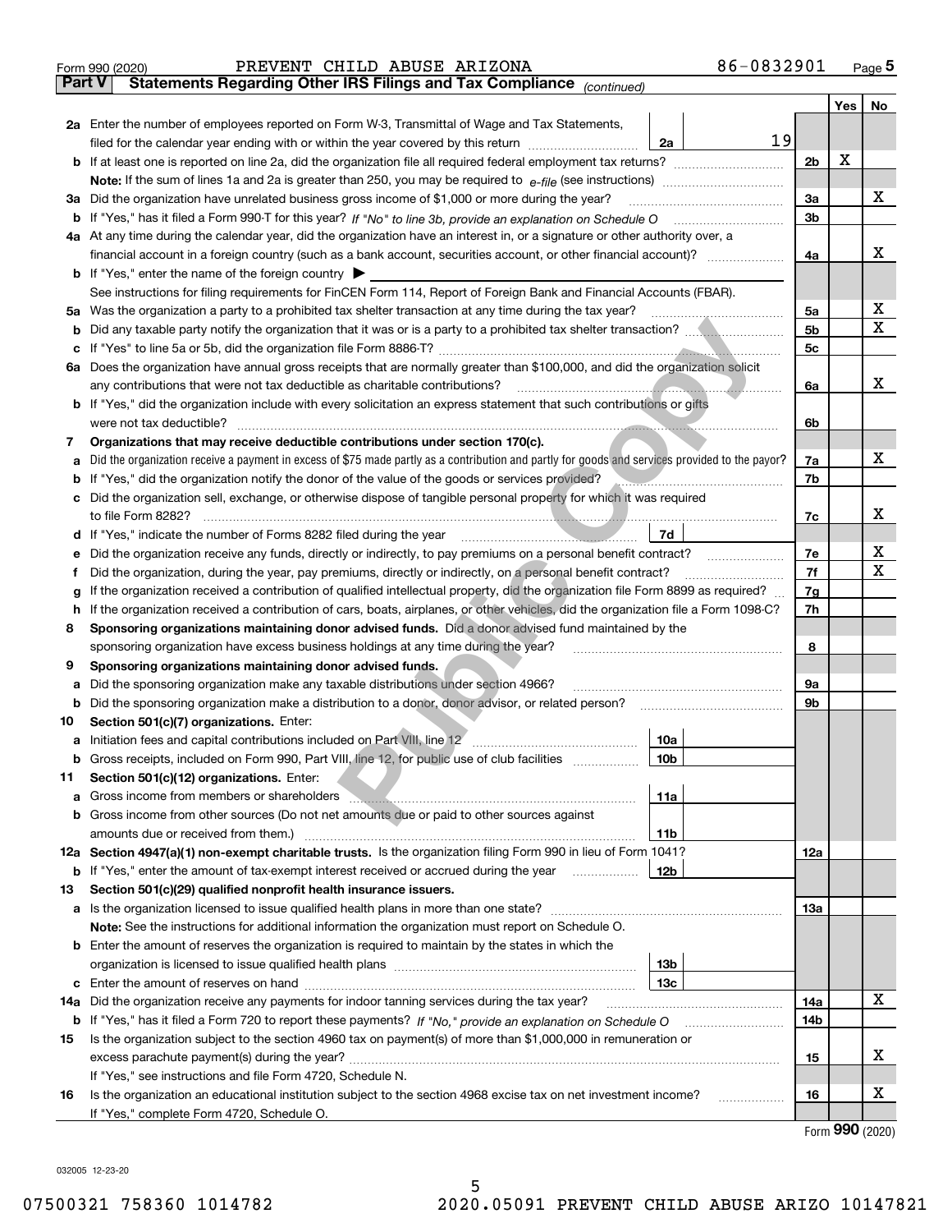Form 990 (2020) PREVENT CHILD ABUSE ARIZONA 86-0832901 Page 5

## Part V Statements Regarding Other IRS Filings and Tax Compliance *(continued)*

| | | | | | Yes | No |
|---|---|---|---|---|---|---|
| **2a** | Enter the number of employees reported on Form W-3, Transmittal of Wage and Tax Statements, filed for the calendar year ending with or within the year covered by this return | 2a | 19 | | | |
| **b** | If at least one is reported on line 2a, did the organization file all required federal employment tax returns? | | | 2b | X | |
| | **Note:** If the sum of lines 1a and 2a is greater than 250, you may be required to *e-file* (see instructions) | | | | | |
| **3a** | Did the organization have unrelated business gross income of $1,000 or more during the year? | | | 3a | | X |
| **b** | If "Yes," has it filed a Form 990-T for this year? *If "No" to line 3b, provide an explanation on Schedule O* | | | 3b | | |
| **4a** | At any time during the calendar year, did the organization have an interest in, or a signature or other authority over, a financial account in a foreign country (such as a bank account, securities account, or other financial account)? | | | 4a | | X |
| **b** | If "Yes," enter the name of the foreign country ▶ | | | | | |
| | See instructions for filing requirements for FinCEN Form 114, Report of Foreign Bank and Financial Accounts (FBAR). | | | | | |
| **5a** | Was the organization a party to a prohibited tax shelter transaction at any time during the tax year? | | | 5a | | X |
| **b** | Did any taxable party notify the organization that it was or is a party to a prohibited tax shelter transaction? | | | 5b | | X |
| **c** | If "Yes" to line 5a or 5b, did the organization file Form 8886-T? | | | 5c | | |
| **6a** | Does the organization have annual gross receipts that are normally greater than $100,000, and did the organization solicit any contributions that were not tax deductible as charitable contributions? | | | 6a | | X |
| **b** | If "Yes," did the organization include with every solicitation an express statement that such contributions or gifts were not tax deductible? | | | 6b | | |
| **7** | **Organizations that may receive deductible contributions under section 170(c).** | | | | | |
| **a** | Did the organization receive a payment in excess of $75 made partly as a contribution and partly for goods and services provided to the payor? | | | 7a | | X |
| **b** | If "Yes," did the organization notify the donor of the value of the goods or services provided? | | | 7b | | |
| **c** | Did the organization sell, exchange, or otherwise dispose of tangible personal property for which it was required to file Form 8282? | | | 7c | | X |
| **d** | If "Yes," indicate the number of Forms 8282 filed during the year | 7d | | | | |
| **e** | Did the organization receive any funds, directly or indirectly, to pay premiums on a personal benefit contract? | | | 7e | | X |
| **f** | Did the organization, during the year, pay premiums, directly or indirectly, on a personal benefit contract? | | | 7f | | X |
| **g** | If the organization received a contribution of qualified intellectual property, did the organization file Form 8899 as required? | | | 7g | | |
| **h** | If the organization received a contribution of cars, boats, airplanes, or other vehicles, did the organization file a Form 1098-C? | | | 7h | | |
| **8** | **Sponsoring organizations maintaining donor advised funds.** Did a donor advised fund maintained by the sponsoring organization have excess business holdings at any time during the year? | | | 8 | | |
| **9** | **Sponsoring organizations maintaining donor advised funds.** | | | | | |
| **a** | Did the sponsoring organization make any taxable distributions under section 4966? | | | 9a | | |
| **b** | Did the sponsoring organization make a distribution to a donor, donor advisor, or related person? | | | 9b | | |
| **10** | **Section 501(c)(7) organizations.** Enter: | | | | | |
| **a** | Initiation fees and capital contributions included on Part VIII, line 12 | 10a | | | | |
| **b** | Gross receipts, included on Form 990, Part VIII, line 12, for public use of club facilities | 10b | | | | |
| **11** | **Section 501(c)(12) organizations.** Enter: | | | | | |
| **a** | Gross income from members or shareholders | 11a | | | | |
| **b** | Gross income from other sources (Do not net amounts due or paid to other sources against amounts due or received from them.) | 11b | | | | |
| **12a** | **Section 4947(a)(1) non-exempt charitable trusts.** Is the organization filing Form 990 in lieu of Form 1041? | | | 12a | | |
| **b** | If "Yes," enter the amount of tax-exempt interest received or accrued during the year | 12b | | | | |
| **13** | **Section 501(c)(29) qualified nonprofit health insurance issuers.** | | | | | |
| **a** | Is the organization licensed to issue qualified health plans in more than one state? | | | 13a | | |
| | **Note:** See the instructions for additional information the organization must report on Schedule O. | | | | | |
| **b** | Enter the amount of reserves the organization is required to maintain by the states in which the organization is licensed to issue qualified health plans | 13b | | | | |
| **c** | Enter the amount of reserves on hand | 13c | | | | |
| **14a** | Did the organization receive any payments for indoor tanning services during the tax year? | | | 14a | | X |
| **b** | If "Yes," has it filed a Form 720 to report these payments? *If "No," provide an explanation on Schedule O* | | | 14b | | |
| **15** | Is the organization subject to the section 4960 tax on payment(s) of more than $1,000,000 in remuneration or excess parachute payment(s) during the year? | | | 15 | | X |
| | If "Yes," see instructions and file Form 4720, Schedule N. | | | | | |
| **16** | Is the organization an educational institution subject to the section 4968 excise tax on net investment income? | | | 16 | | X |
| | If "Yes," complete Form 4720, Schedule O. | | | | | |

Form **990** (2020)

032005 12-23-20

07500321 758360 1014782 2020.05091 PREVENT CHILD ABUSE ARIZO 10147821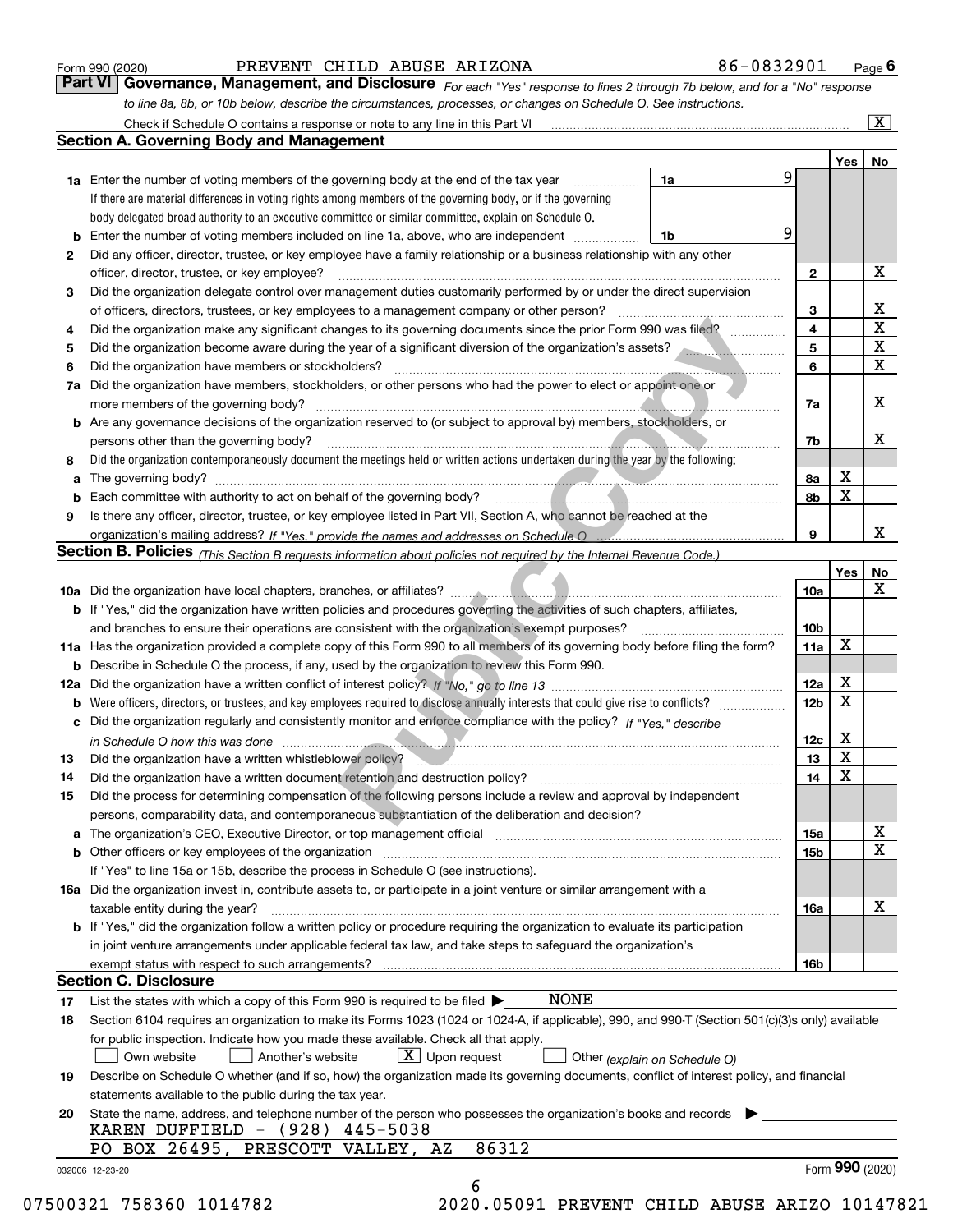Form 990 (2020) PREVENT CHILD ABUSE ARIZONA 86-0832901 Page 6

## Part VI Governance, Management, and Disclosure

*For each "Yes" response to lines 2 through 7b below, and for a "No" response to line 8a, 8b, or 10b below, describe the circumstances, processes, or changes on Schedule O. See instructions.*

Check if Schedule O contains a response or note to any line in this Part VI ..... [X]

### Section A. Governing Body and Management

| | | | | Yes | No |
|---|---|---|---|---|---|
| **1a** | Enter the number of voting members of the governing body at the end of the tax year ..... **1a** 9. If there are material differences in voting rights among members of the governing body, or if the governing body delegated broad authority to an executive committee or similar committee, explain on Schedule O. | | | | |
| **b** | Enter the number of voting members included on line 1a, above, who are independent ..... **1b** 9 | | | | |
| **2** | Did any officer, director, trustee, or key employee have a family relationship or a business relationship with any other officer, director, trustee, or key employee? | | 2 | | X |
| **3** | Did the organization delegate control over management duties customarily performed by or under the direct supervision of officers, directors, trustees, or key employees to a management company or other person? | | 3 | | X |
| **4** | Did the organization make any significant changes to its governing documents since the prior Form 990 was filed? | | 4 | | X |
| **5** | Did the organization become aware during the year of a significant diversion of the organization's assets? | | 5 | | X |
| **6** | Did the organization have members or stockholders? | | 6 | | X |
| **7a** | Did the organization have members, stockholders, or other persons who had the power to elect or appoint one or more members of the governing body? | | 7a | | X |
| **b** | Are any governance decisions of the organization reserved to (or subject to approval by) members, stockholders, or persons other than the governing body? | | 7b | | X |
| **8** | Did the organization contemporaneously document the meetings held or written actions undertaken during the year by the following: | | | | |
| **a** | The governing body? | | 8a | X | |
| **b** | Each committee with authority to act on behalf of the governing body? | | 8b | X | |
| **9** | Is there any officer, director, trustee, or key employee listed in Part VII, Section A, who cannot be reached at the organization's mailing address? *If "Yes," provide the names and addresses on Schedule O* | | 9 | | X |

### Section B. Policies *(This Section B requests information about policies not required by the Internal Revenue Code.)*

| | | | Yes | No |
|---|---|---|---|---|
| **10a** | Did the organization have local chapters, branches, or affiliates? | 10a | | X |
| **b** | If "Yes," did the organization have written policies and procedures governing the activities of such chapters, affiliates, and branches to ensure their operations are consistent with the organization's exempt purposes? | 10b | | |
| **11a** | Has the organization provided a complete copy of this Form 990 to all members of its governing body before filing the form? | 11a | X | |
| **b** | Describe in Schedule O the process, if any, used by the organization to review this Form 990. | | | |
| **12a** | Did the organization have a written conflict of interest policy? *If "No," go to line 13* | 12a | X | |
| **b** | Were officers, directors, or trustees, and key employees required to disclose annually interests that could give rise to conflicts? | 12b | X | |
| **c** | Did the organization regularly and consistently monitor and enforce compliance with the policy? *If "Yes," describe in Schedule O how this was done* | 12c | X | |
| **13** | Did the organization have a written whistleblower policy? | 13 | X | |
| **14** | Did the organization have a written document retention and destruction policy? | 14 | X | |
| **15** | Did the process for determining compensation of the following persons include a review and approval by independent persons, comparability data, and contemporaneous substantiation of the deliberation and decision? | | | |
| **a** | The organization's CEO, Executive Director, or top management official | 15a | | X |
| **b** | Other officers or key employees of the organization | 15b | | X |
| | If "Yes" to line 15a or 15b, describe the process in Schedule O (see instructions). | | | |
| **16a** | Did the organization invest in, contribute assets to, or participate in a joint venture or similar arrangement with a taxable entity during the year? | 16a | | X |
| **b** | If "Yes," did the organization follow a written policy or procedure requiring the organization to evaluate its participation in joint venture arrangements under applicable federal tax law, and take steps to safeguard the organization's exempt status with respect to such arrangements? | 16b | | |

### Section C. Disclosure

**17** List the states with which a copy of this Form 990 is required to be filed ▶ NONE

**18** Section 6104 requires an organization to make its Forms 1023 (1024 or 1024-A, if applicable), 990, and 990-T (Section 501(c)(3)s only) available for public inspection. Indicate how you made these available. Check all that apply.

[ ] Own website [ ] Another's website [X] Upon request [ ] Other *(explain on Schedule O)*

**19** Describe on Schedule O whether (and if so, how) the organization made its governing documents, conflict of interest policy, and financial statements available to the public during the tax year.

**20** State the name, address, and telephone number of the person who possesses the organization's books and records ▶

KAREN DUFFIELD - (928) 445-5038
PO BOX 26495, PRESCOTT VALLEY, AZ 86312

032006 12-23-20 Form **990** (2020)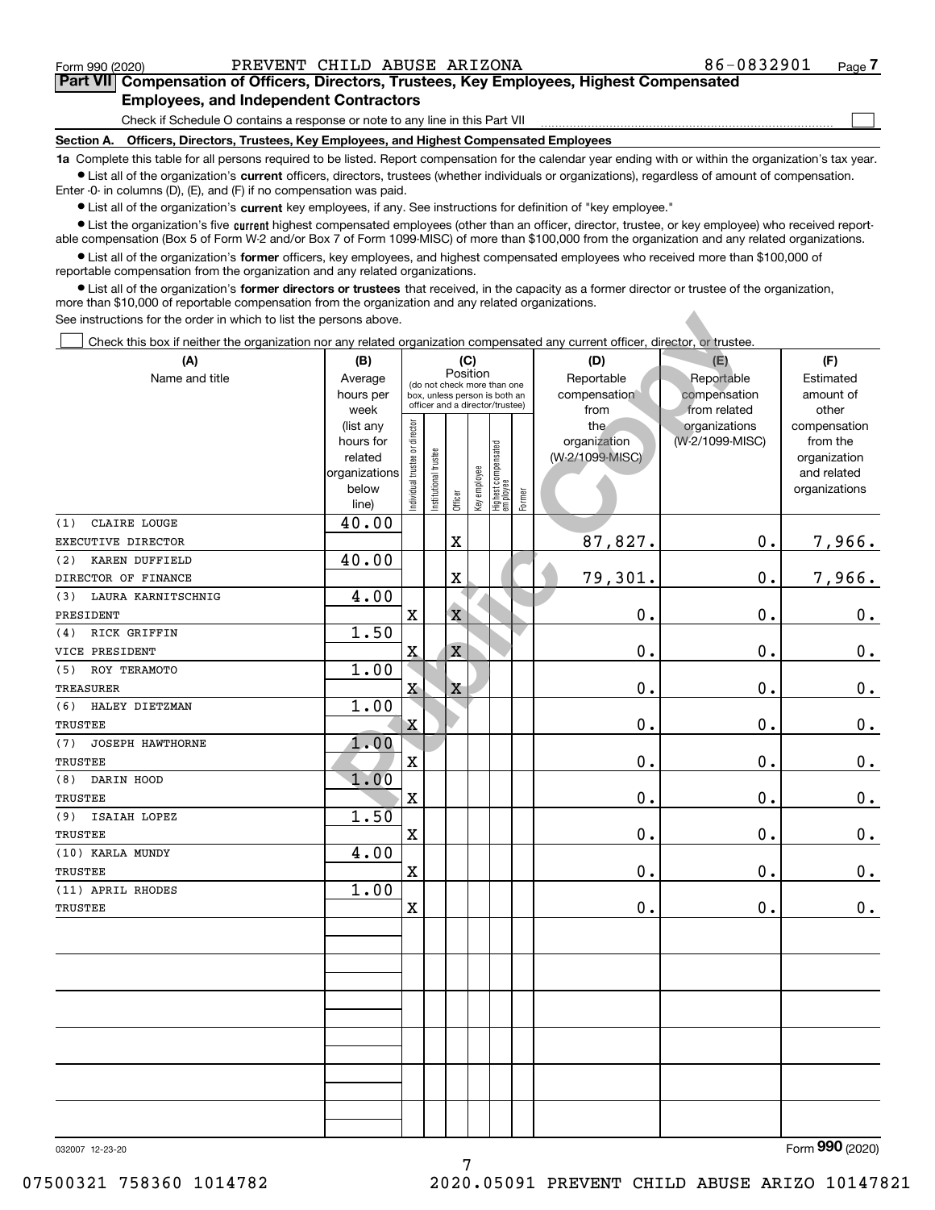Form 990 (2020) PREVENT CHILD ABUSE ARIZONA 86-0832901 Page 7

## Part VII Compensation of Officers, Directors, Trustees, Key Employees, Highest Compensated Employees, and Independent Contractors

Check if Schedule O contains a response or note to any line in this Part VII ☐

**Section A. Officers, Directors, Trustees, Key Employees, and Highest Compensated Employees**

**1a** Complete this table for all persons required to be listed. Report compensation for the calendar year ending with or within the organization's tax year.

- List all of the organization's **current** officers, directors, trustees (whether individuals or organizations), regardless of amount of compensation. Enter -0- in columns (D), (E), and (F) if no compensation was paid.
- List all of the organization's **current** key employees, if any. See instructions for definition of "key employee."
- List the organization's five **current** highest compensated employees (other than an officer, director, trustee, or key employee) who received reportable compensation (Box 5 of Form W-2 and/or Box 7 of Form 1099-MISC) of more than $100,000 from the organization and any related organizations.
- List all of the organization's **former** officers, key employees, and highest compensated employees who received more than $100,000 of reportable compensation from the organization and any related organizations.
- List all of the organization's **former directors or trustees** that received, in the capacity as a former director or trustee of the organization, more than $10,000 of reportable compensation from the organization and any related organizations.

See instructions for the order in which to list the persons above.

☐ Check this box if neither the organization nor any related organization compensated any current officer, director, or trustee.

| (A) Name and title | (B) Average hours per week (list any hours for related organizations below line) | (C) Position: Individual trustee or director | Institutional trustee | Officer | Key employee | Highest compensated employee | Former | (D) Reportable compensation from the organization (W-2/1099-MISC) | (E) Reportable compensation from related organizations (W-2/1099-MISC) | (F) Estimated amount of other compensation from the organization and related organizations |
|---|---|---|---|---|---|---|---|---|---|---|
| (1) CLAIRE LOUGE<br>EXECUTIVE DIRECTOR | 40.00 | | | X | | | | 87,827. | 0. | 7,966. |
| (2) KAREN DUFFIELD<br>DIRECTOR OF FINANCE | 40.00 | | | X | | | | 79,301. | 0. | 7,966. |
| (3) LAURA KARNITSCHNIG<br>PRESIDENT | 4.00 | X | | X | | | | 0. | 0. | 0. |
| (4) RICK GRIFFIN<br>VICE PRESIDENT | 1.50 | X | | X | | | | 0. | 0. | 0. |
| (5) ROY TERAMOTO<br>TREASURER | 1.00 | X | | X | | | | 0. | 0. | 0. |
| (6) HALEY DIETZMAN<br>TRUSTEE | 1.00 | X | | | | | | 0. | 0. | 0. |
| (7) JOSEPH HAWTHORNE<br>TRUSTEE | 1.00 | X | | | | | | 0. | 0. | 0. |
| (8) DARIN HOOD<br>TRUSTEE | 1.00 | X | | | | | | 0. | 0. | 0. |
| (9) ISAIAH LOPEZ<br>TRUSTEE | 1.50 | X | | | | | | 0. | 0. | 0. |
| (10) KARLA MUNDY<br>TRUSTEE | 4.00 | X | | | | | | 0. | 0. | 0. |
| (11) APRIL RHODES<br>TRUSTEE | 1.00 | X | | | | | | 0. | 0. | 0. |

032007 12-23-20 Form **990** (2020)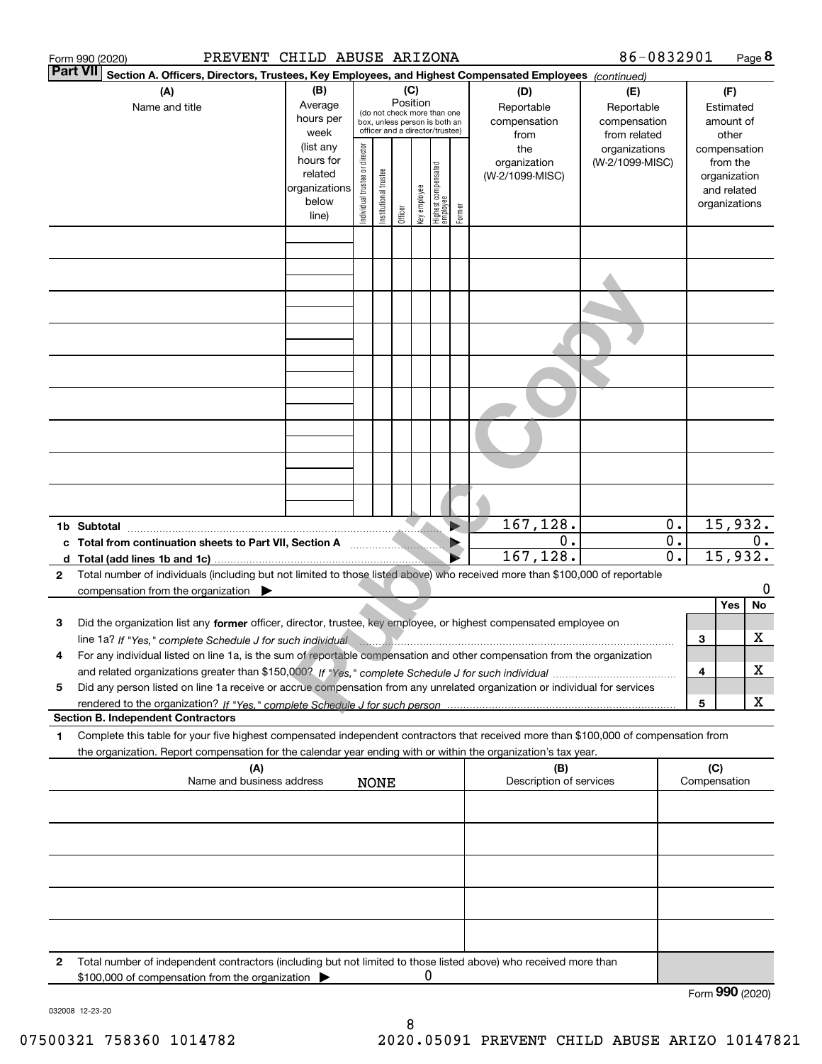Form 990 (2020) PREVENT CHILD ABUSE ARIZONA 86-0832901

**Part VII** **Section A. Officers, Directors, Trustees, Key Employees, and Highest Compensated Employees** *(continued)*

| (A) Name and title | (B) Average hours per week (list any hours for related organizations below line) | (C) Position (do not check more than one box, unless person is both an officer and a director/trustee): Individual trustee or director | Institutional trustee | Officer | Key employee | Highest compensated employee | Former | (D) Reportable compensation from the organization (W-2/1099-MISC) | (E) Reportable compensation from related organizations (W-2/1099-MISC) | (F) Estimated amount of other compensation from the organization and related organizations |
|---|---|---|---|---|---|---|---|---|---|---|
| | | | | | | | | | | |
| | | | | | | | | | | |
| | | | | | | | | | | |
| | | | | | | | | | | |
| | | | | | | | | | | |
| | | | | | | | | | | |
| | | | | | | | | | | |
| | | | | | | | | | | |
| | | | | | | | | | | |
| **1b Subtotal** | | | | | | | | 167,128. | 0. | 15,932. |
| **c Total from continuation sheets to Part VII, Section A** | | | | | | | | 0. | 0. | 0. |
| **d Total (add lines 1b and 1c)** | | | | | | | | 167,128. | 0. | 15,932. |

**2** Total number of individuals (including but not limited to those listed above) who received more than $100,000 of reportable compensation from the organization ▶ 0

| | | Yes | No |
|---|---|---|---|
| **3** Did the organization list any **former** officer, director, trustee, key employee, or highest compensated employee on line 1a? *If "Yes," complete Schedule J for such individual* | 3 | | X |
| **4** For any individual listed on line 1a, is the sum of reportable compensation and other compensation from the organization and related organizations greater than $150,000? *If "Yes," complete Schedule J for such individual* | 4 | | X |
| **5** Did any person listed on line 1a receive or accrue compensation from any unrelated organization or individual for services rendered to the organization? *If "Yes," complete Schedule J for such person* | 5 | | X |

**Section B. Independent Contractors**

**1** Complete this table for your five highest compensated independent contractors that received more than $100,000 of compensation from the organization. Report compensation for the calendar year ending with or within the organization's tax year.

| (A) Name and business address | (B) Description of services | (C) Compensation |
|---|---|---|
| NONE | | |
| | | |
| | | |
| | | |
| | | |

**2** Total number of independent contractors (including but not limited to those listed above) who received more than $100,000 of compensation from the organization ▶ 0

Form **990** (2020)

032008 12-23-20

07500321 758360 1014782 2020.05091 PREVENT CHILD ABUSE ARIZO 10147821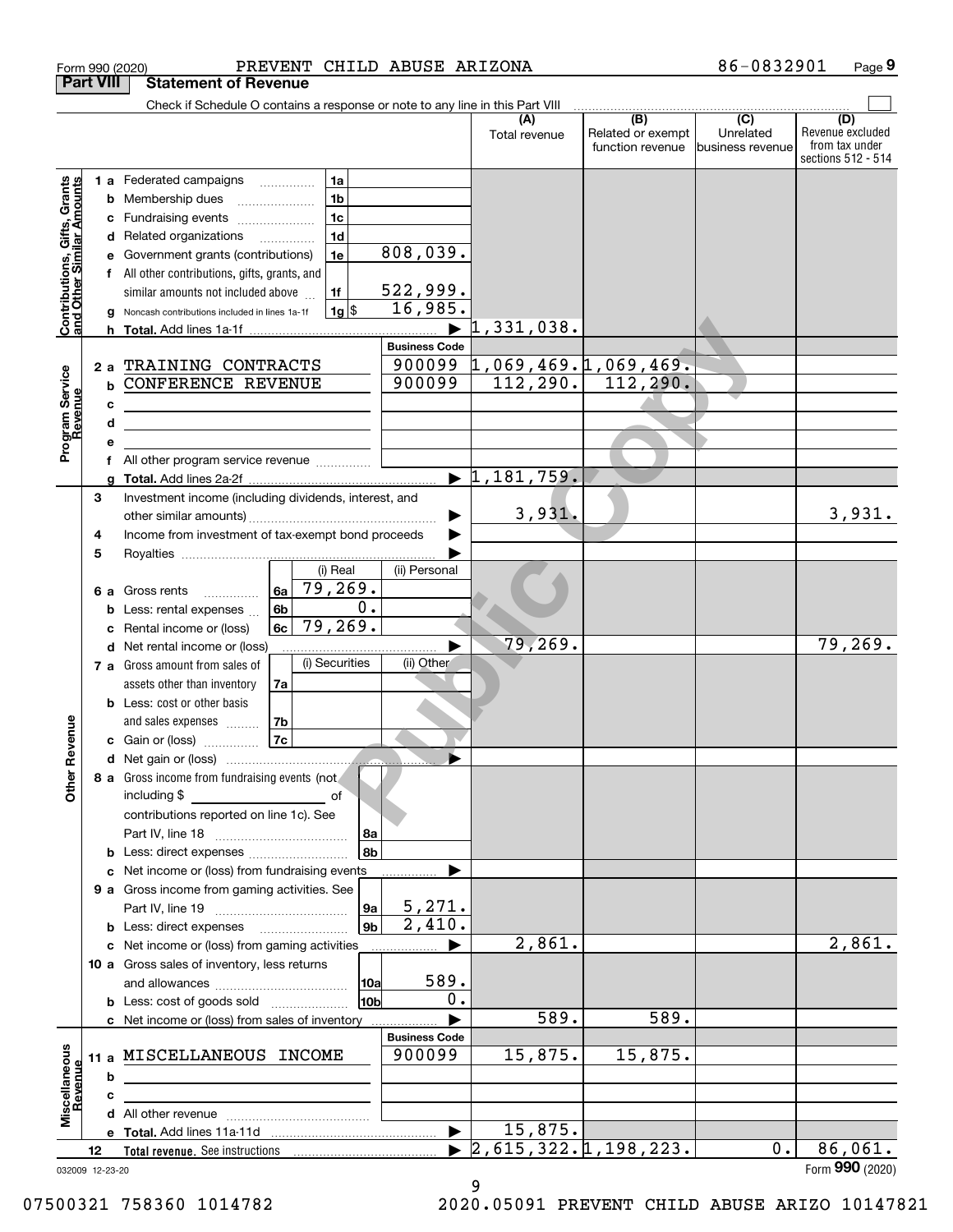Form 990 (2020) PREVENT CHILD ABUSE ARIZONA 86-0832901 Page 9

## Part VIII Statement of Revenue

Check if Schedule O contains a response or note to any line in this Part VIII

| | | | | (A) Total revenue | (B) Related or exempt function revenue | (C) Unrelated business revenue | (D) Revenue excluded from tax under sections 512 - 514 |
|---|---|---|---|---|---|---|---|
| **Contributions, Gifts, Grants and Other Similar Amounts** | 1 a Federated campaigns | 1a | | | | | |
| | b Membership dues | 1b | | | | | |
| | c Fundraising events | 1c | | | | | |
| | d Related organizations | 1d | | | | | |
| | e Government grants (contributions) | 1e | 808,039. | | | | |
| | f All other contributions, gifts, grants, and similar amounts not included above | 1f | 522,999. | | | | |
| | g Noncash contributions included in lines 1a-1f | 1g $ | 16,985. | | | | |
| | h **Total.** Add lines 1a-1f | | ▶ | 1,331,038. | | | |
| | | | Business Code | | | | |
| **Program Service Revenue** | 2 a TRAINING CONTRACTS | | 900099 | 1,069,469. | 1,069,469. | | |
| | b CONFERENCE REVENUE | | 900099 | 112,290. | 112,290. | | |
| | c | | | | | | |
| | d | | | | | | |
| | e | | | | | | |
| | f All other program service revenue | | | | | | |
| | g **Total.** Add lines 2a-2f | | ▶ | 1,181,759. | | | |
| **Other Revenue** | 3 Investment income (including dividends, interest, and other similar amounts) | | ▶ | 3,931. | | | 3,931. |
| | 4 Income from investment of tax-exempt bond proceeds | | ▶ | | | | |
| | 5 Royalties | | ▶ | | | | |
| | | (i) Real | (ii) Personal | | | | |
| | 6 a Gross rents 6a | 79,269. | | | | | |
| | b Less: rental expenses 6b | 0. | | | | | |
| | c Rental income or (loss) 6c | 79,269. | | | | | |
| | d Net rental income or (loss) | | ▶ | 79,269. | | | 79,269. |
| | 7 a Gross amount from sales of assets other than inventory 7a | (i) Securities | (ii) Other | | | | |
| | b Less: cost or other basis and sales expenses 7b | | | | | | |
| | c Gain or (loss) 7c | | | | | | |
| | d Net gain or (loss) | | ▶ | | | | |
| | 8 a Gross income from fundraising events (not including $ \_\_\_\_\_\_ of contributions reported on line 1c). See Part IV, line 18 | 8a | | | | | |
| | b Less: direct expenses | 8b | | | | | |
| | c Net income or (loss) from fundraising events | | ▶ | | | | |
| | 9 a Gross income from gaming activities. See Part IV, line 19 | 9a | 5,271. | | | | |
| | b Less: direct expenses | 9b | 2,410. | | | | |
| | c Net income or (loss) from gaming activities | | ▶ | 2,861. | | | 2,861. |
| | 10 a Gross sales of inventory, less returns and allowances | 10a | 589. | | | | |
| | b Less: cost of goods sold | 10b | 0. | | | | |
| | c Net income or (loss) from sales of inventory | | ▶ | 589. | 589. | | |
| | | | Business Code | | | | |
| **Miscellaneous Revenue** | 11 a MISCELLANEOUS INCOME | | 900099 | 15,875. | 15,875. | | |
| | b | | | | | | |
| | c | | | | | | |
| | d All other revenue | | | | | | |
| | e **Total.** Add lines 11a-11d | | ▶ | 15,875. | | | |
| | 12 **Total revenue.** See instructions | | ▶ | 2,615,322. | 1,198,223. | 0. | 86,061. |

032009 12-23-20

Form **990** (2020)

07500321 758360 1014782 2020.05091 PREVENT CHILD ABUSE ARIZO 10147821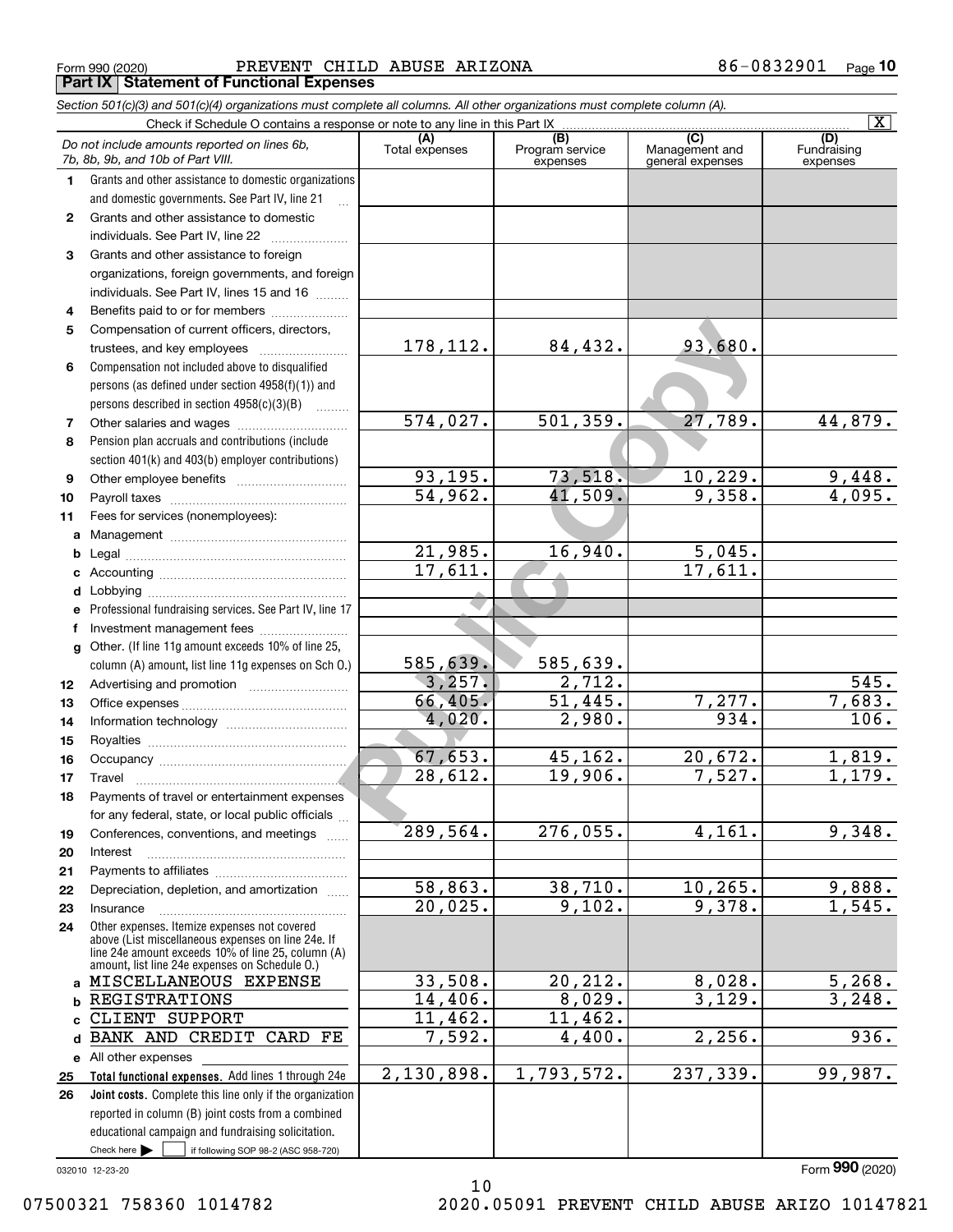Form 990 (2020) PREVENT CHILD ABUSE ARIZONA 86-0832901

## Part IX Statement of Functional Expenses

*Section 501(c)(3) and 501(c)(4) organizations must complete all columns. All other organizations must complete column (A).*

Check if Schedule O contains a response or note to any line in this Part IX [X]

| | *Do not include amounts reported on lines 6b, 7b, 8b, 9b, and 10b of Part VIII.* | (A) Total expenses | (B) Program service expenses | (C) Management and general expenses | (D) Fundraising expenses |
|---|---|---|---|---|---|
| 1 | Grants and other assistance to domestic organizations and domestic governments. See Part IV, line 21 | | | | |
| 2 | Grants and other assistance to domestic individuals. See Part IV, line 22 | | | | |
| 3 | Grants and other assistance to foreign organizations, foreign governments, and foreign individuals. See Part IV, lines 15 and 16 | | | | |
| 4 | Benefits paid to or for members | | | | |
| 5 | Compensation of current officers, directors, trustees, and key employees | 178,112. | 84,432. | 93,680. | |
| 6 | Compensation not included above to disqualified persons (as defined under section 4958(f)(1)) and persons described in section 4958(c)(3)(B) | | | | |
| 7 | Other salaries and wages | 574,027. | 501,359. | 27,789. | 44,879. |
| 8 | Pension plan accruals and contributions (include section 401(k) and 403(b) employer contributions) | | | | |
| 9 | Other employee benefits | 93,195. | 73,518. | 10,229. | 9,448. |
| 10 | Payroll taxes | 54,962. | 41,509. | 9,358. | 4,095. |
| 11 | Fees for services (nonemployees): | | | | |
| a | Management | | | | |
| b | Legal | 21,985. | 16,940. | 5,045. | |
| c | Accounting | 17,611. | | 17,611. | |
| d | Lobbying | | | | |
| e | Professional fundraising services. See Part IV, line 17 | | | | |
| f | Investment management fees | | | | |
| g | Other. (If line 11g amount exceeds 10% of line 25, column (A) amount, list line 11g expenses on Sch O.) | 585,639. | 585,639. | | |
| 12 | Advertising and promotion | 3,257. | 2,712. | | 545. |
| 13 | Office expenses | 66,405. | 51,445. | 7,277. | 7,683. |
| 14 | Information technology | 4,020. | 2,980. | 934. | 106. |
| 15 | Royalties | | | | |
| 16 | Occupancy | 67,653. | 45,162. | 20,672. | 1,819. |
| 17 | Travel | 28,612. | 19,906. | 7,527. | 1,179. |
| 18 | Payments of travel or entertainment expenses for any federal, state, or local public officials | | | | |
| 19 | Conferences, conventions, and meetings | 289,564. | 276,055. | 4,161. | 9,348. |
| 20 | Interest | | | | |
| 21 | Payments to affiliates | | | | |
| 22 | Depreciation, depletion, and amortization | 58,863. | 38,710. | 10,265. | 9,888. |
| 23 | Insurance | 20,025. | 9,102. | 9,378. | 1,545. |
| 24 | Other expenses. Itemize expenses not covered above (List miscellaneous expenses on line 24e. If line 24e amount exceeds 10% of line 25, column (A) amount, list line 24e expenses on Schedule O.) | | | | |
| a | MISCELLANEOUS EXPENSE | 33,508. | 20,212. | 8,028. | 5,268. |
| b | REGISTRATIONS | 14,406. | 8,029. | 3,129. | 3,248. |
| c | CLIENT SUPPORT | 11,462. | 11,462. | | |
| d | BANK AND CREDIT CARD FE | 7,592. | 4,400. | 2,256. | 936. |
| e | All other expenses | | | | |
| 25 | **Total functional expenses.** Add lines 1 through 24e | 2,130,898. | 1,793,572. | 237,339. | 99,987. |
| 26 | **Joint costs.** Complete this line only if the organization reported in column (B) joint costs from a combined educational campaign and fundraising solicitation. Check here [ ] if following SOP 98-2 (ASC 958-720) | | | | |

032010 12-23-20

Form **990** (2020)

07500321 758360 1014782 2020.05091 PREVENT CHILD ABUSE ARIZO 10147821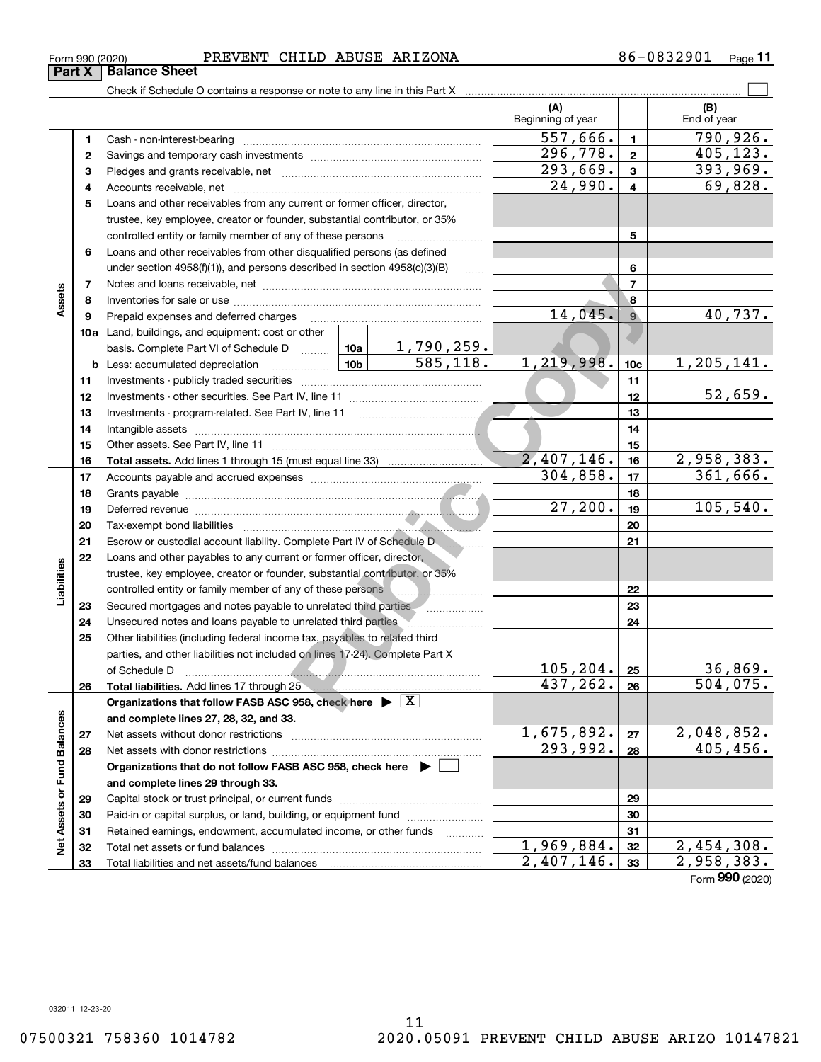Form 990 (2020) PREVENT CHILD ABUSE ARIZONA 86-0832901

## Part X Balance Sheet

Check if Schedule O contains a response or note to any line in this Part X

| | | | (A) Beginning of year | | (B) End of year |
|---|---|---|---|---|---|
| Assets | 1 | Cash - non-interest-bearing | 557,666. | 1 | 790,926. |
| | 2 | Savings and temporary cash investments | 296,778. | 2 | 405,123. |
| | 3 | Pledges and grants receivable, net | 293,669. | 3 | 393,969. |
| | 4 | Accounts receivable, net | 24,990. | 4 | 69,828. |
| | 5 | Loans and other receivables from any current or former officer, director, trustee, key employee, creator or founder, substantial contributor, or 35% controlled entity or family member of any of these persons | | 5 | |
| | 6 | Loans and other receivables from other disqualified persons (as defined under section 4958(f)(1)), and persons described in section 4958(c)(3)(B) | | 6 | |
| | 7 | Notes and loans receivable, net | | 7 | |
| | 8 | Inventories for sale or use | | 8 | |
| | 9 | Prepaid expenses and deferred charges | 14,045. | 9 | 40,737. |
| | 10a | Land, buildings, and equipment: cost or other basis. Complete Part VI of Schedule D ... 10a 1,790,259. | | | |
| | b | Less: accumulated depreciation ... 10b 585,118. | 1,219,998. | 10c | 1,205,141. |
| | 11 | Investments - publicly traded securities | | 11 | |
| | 12 | Investments - other securities. See Part IV, line 11 | | 12 | 52,659. |
| | 13 | Investments - program-related. See Part IV, line 11 | | 13 | |
| | 14 | Intangible assets | | 14 | |
| | 15 | Other assets. See Part IV, line 11 | | 15 | |
| | 16 | **Total assets.** Add lines 1 through 15 (must equal line 33) | 2,407,146. | 16 | 2,958,383. |
| Liabilities | 17 | Accounts payable and accrued expenses | 304,858. | 17 | 361,666. |
| | 18 | Grants payable | | 18 | |
| | 19 | Deferred revenue | 27,200. | 19 | 105,540. |
| | 20 | Tax-exempt bond liabilities | | 20 | |
| | 21 | Escrow or custodial account liability. Complete Part IV of Schedule D | | 21 | |
| | 22 | Loans and other payables to any current or former officer, director, trustee, key employee, creator or founder, substantial contributor, or 35% controlled entity or family member of any of these persons | | 22 | |
| | 23 | Secured mortgages and notes payable to unrelated third parties | | 23 | |
| | 24 | Unsecured notes and loans payable to unrelated third parties | | 24 | |
| | 25 | Other liabilities (including federal income tax, payables to related third parties, and other liabilities not included on lines 17-24). Complete Part X of Schedule D | 105,204. | 25 | 36,869. |
| | 26 | **Total liabilities.** Add lines 17 through 25 | 437,262. | 26 | 504,075. |
| Net Assets or Fund Balances | | **Organizations that follow FASB ASC 958, check here** ▶ [X] **and complete lines 27, 28, 32, and 33.** | | | |
| | 27 | Net assets without donor restrictions | 1,675,892. | 27 | 2,048,852. |
| | 28 | Net assets with donor restrictions | 293,992. | 28 | 405,456. |
| | | **Organizations that do not follow FASB ASC 958, check here** ▶ [ ] **and complete lines 29 through 33.** | | | |
| | 29 | Capital stock or trust principal, or current funds | | 29 | |
| | 30 | Paid-in or capital surplus, or land, building, or equipment fund | | 30 | |
| | 31 | Retained earnings, endowment, accumulated income, or other funds | | 31 | |
| | 32 | Total net assets or fund balances | 1,969,884. | 32 | 2,454,308. |
| | 33 | Total liabilities and net assets/fund balances | 2,407,146. | 33 | 2,958,383. |

Form **990** (2020)

032011 12-23-20

07500321 758360 1014782 2020.05091 PREVENT CHILD ABUSE ARIZO 10147821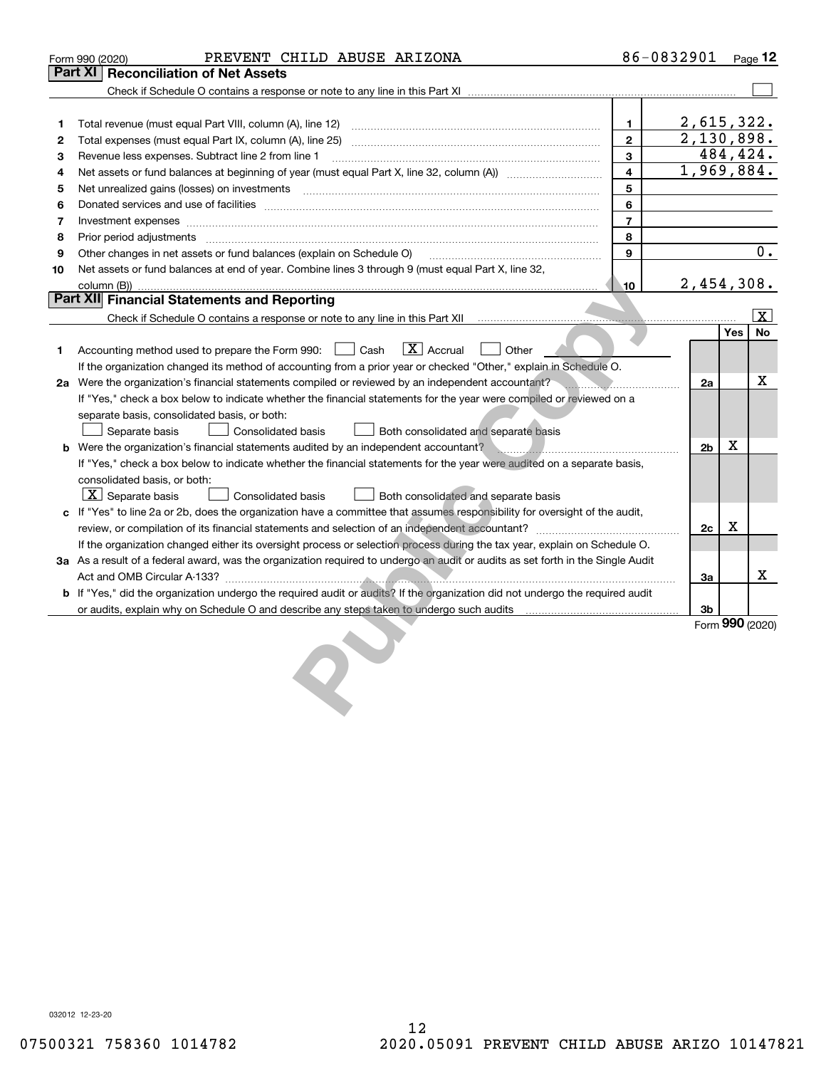Form 990 (2020) PREVENT CHILD ABUSE ARIZONA 86-0832901 Page 12

## Part XI Reconciliation of Net Assets

Check if Schedule O contains a response or note to any line in this Part XI ☐

| | | | |
|---|---|---|---|
| 1 | Total revenue (must equal Part VIII, column (A), line 12) | 1 | 2,615,322. |
| 2 | Total expenses (must equal Part IX, column (A), line 25) | 2 | 2,130,898. |
| 3 | Revenue less expenses. Subtract line 2 from line 1 | 3 | 484,424. |
| 4 | Net assets or fund balances at beginning of year (must equal Part X, line 32, column (A)) | 4 | 1,969,884. |
| 5 | Net unrealized gains (losses) on investments | 5 | |
| 6 | Donated services and use of facilities | 6 | |
| 7 | Investment expenses | 7 | |
| 8 | Prior period adjustments | 8 | |
| 9 | Other changes in net assets or fund balances (explain on Schedule O) | 9 | 0. |
| 10 | Net assets or fund balances at end of year. Combine lines 3 through 9 (must equal Part X, line 32, column (B)) | 10 | 2,454,308. |

## Part XII Financial Statements and Reporting

Check if Schedule O contains a response or note to any line in this Part XII ☒

| | | | Yes | No |
|---|---|---|---|---|
| 1 | Accounting method used to prepare the Form 990: ☐ Cash ☒ Accrual ☐ Other<br>If the organization changed its method of accounting from a prior year or checked "Other," explain in Schedule O. | | | |
| 2a | Were the organization's financial statements compiled or reviewed by an independent accountant?<br>If "Yes," check a box below to indicate whether the financial statements for the year were compiled or reviewed on a separate basis, consolidated basis, or both:<br>☐ Separate basis ☐ Consolidated basis ☐ Both consolidated and separate basis | 2a | | X |
| b | Were the organization's financial statements audited by an independent accountant?<br>If "Yes," check a box below to indicate whether the financial statements for the year were audited on a separate basis, consolidated basis, or both:<br>☒ Separate basis ☐ Consolidated basis ☐ Both consolidated and separate basis | 2b | X | |
| c | If "Yes" to line 2a or 2b, does the organization have a committee that assumes responsibility for oversight of the audit, review, or compilation of its financial statements and selection of an independent accountant?<br>If the organization changed either its oversight process or selection process during the tax year, explain on Schedule O. | 2c | X | |
| 3a | As a result of a federal award, was the organization required to undergo an audit or audits as set forth in the Single Audit Act and OMB Circular A-133? | 3a | | X |
| b | If "Yes," did the organization undergo the required audit or audits? If the organization did not undergo the required audit or audits, explain why on Schedule O and describe any steps taken to undergo such audits | 3b | | |

Form **990** (2020)

032012 12-23-20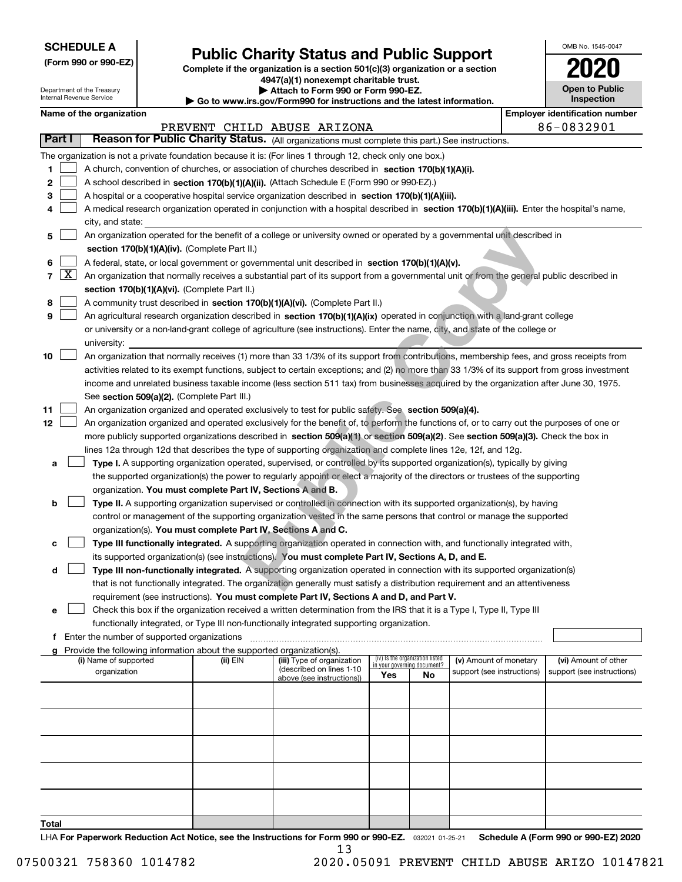**SCHEDULE A**
**(Form 990 or 990-EZ)**

Department of the Treasury
Internal Revenue Service

# Public Charity Status and Public Support

**Complete if the organization is a section 501(c)(3) organization or a section 4947(a)(1) nonexempt charitable trust.**
**▶ Attach to Form 990 or Form 990-EZ.**
**▶ Go to www.irs.gov/Form990 for instructions and the latest information.**

OMB No. 1545-0047

**2020**

**Open to Public Inspection**

**Name of the organization:** PREVENT CHILD ABUSE ARIZONA

**Employer identification number:** 86-0832901

## Part I — Reason for Public Charity Status. (All organizations must complete this part.) See instructions.

The organization is not a private foundation because it is: (For lines 1 through 12, check only one box.)

1. [ ] A church, convention of churches, or association of churches described in **section 170(b)(1)(A)(i).**
2. [ ] A school described in **section 170(b)(1)(A)(ii).** (Attach Schedule E (Form 990 or 990-EZ).)
3. [ ] A hospital or a cooperative hospital service organization described in **section 170(b)(1)(A)(iii).**
4. [ ] A medical research organization operated in conjunction with a hospital described in **section 170(b)(1)(A)(iii).** Enter the hospital's name, city, and state:
5. [ ] An organization operated for the benefit of a college or university owned or operated by a governmental unit described in **section 170(b)(1)(A)(iv).** (Complete Part II.)
6. [ ] A federal, state, or local government or governmental unit described in **section 170(b)(1)(A)(v).**
7. [X] An organization that normally receives a substantial part of its support from a governmental unit or from the general public described in **section 170(b)(1)(A)(vi).** (Complete Part II.)
8. [ ] A community trust described in **section 170(b)(1)(A)(vi).** (Complete Part II.)
9. [ ] An agricultural research organization described in **section 170(b)(1)(A)(ix)** operated in conjunction with a land-grant college or university or a non-land-grant college of agriculture (see instructions). Enter the name, city, and state of the college or university:
10. [ ] An organization that normally receives (1) more than 33 1/3% of its support from contributions, membership fees, and gross receipts from activities related to its exempt functions, subject to certain exceptions; and (2) no more than 33 1/3% of its support from gross investment income and unrelated business taxable income (less section 511 tax) from businesses acquired by the organization after June 30, 1975. See **section 509(a)(2).** (Complete Part III.)
11. [ ] An organization organized and operated exclusively to test for public safety. See **section 509(a)(4).**
12. [ ] An organization organized and operated exclusively for the benefit of, to perform the functions of, or to carry out the purposes of one or more publicly supported organizations described in **section 509(a)(1)** or **section 509(a)(2).** See **section 509(a)(3).** Check the box in lines 12a through 12d that describes the type of supporting organization and complete lines 12e, 12f, and 12g.
   - **a** [ ] **Type I.** A supporting organization operated, supervised, or controlled by its supported organization(s), typically by giving the supported organization(s) the power to regularly appoint or elect a majority of the directors or trustees of the supporting organization. **You must complete Part IV, Sections A and B.**
   - **b** [ ] **Type II.** A supporting organization supervised or controlled in connection with its supported organization(s), by having control or management of the supporting organization vested in the same persons that control or manage the supported organization(s). **You must complete Part IV, Sections A and C.**
   - **c** [ ] **Type III functionally integrated.** A supporting organization operated in connection with, and functionally integrated with, its supported organization(s) (see instructions). **You must complete Part IV, Sections A, D, and E.**
   - **d** [ ] **Type III non-functionally integrated.** A supporting organization operated in connection with its supported organization(s) that is not functionally integrated. The organization generally must satisfy a distribution requirement and an attentiveness requirement (see instructions). **You must complete Part IV, Sections A and D, and Part V.**
   - **e** [ ] Check this box if the organization received a written determination from the IRS that it is a Type I, Type II, Type III functionally integrated, or Type III non-functionally integrated supporting organization.
   - **f** Enter the number of supported organizations
   - **g** Provide the following information about the supported organization(s).

| (i) Name of supported organization | (ii) EIN | (iii) Type of organization (described on lines 1-10 above (see instructions)) | (iv) Is the organization listed in your governing document? Yes | No | (v) Amount of monetary support (see instructions) | (vi) Amount of other support (see instructions) |
|---|---|---|---|---|---|---|
| | | | | | | |
| | | | | | | |
| | | | | | | |
| | | | | | | |
| | | | | | | |
| **Total** | | | | | | |

LHA **For Paperwork Reduction Act Notice, see the Instructions for Form 990 or 990-EZ.** 032021 01-25-21 **Schedule A (Form 990 or 990-EZ) 2020**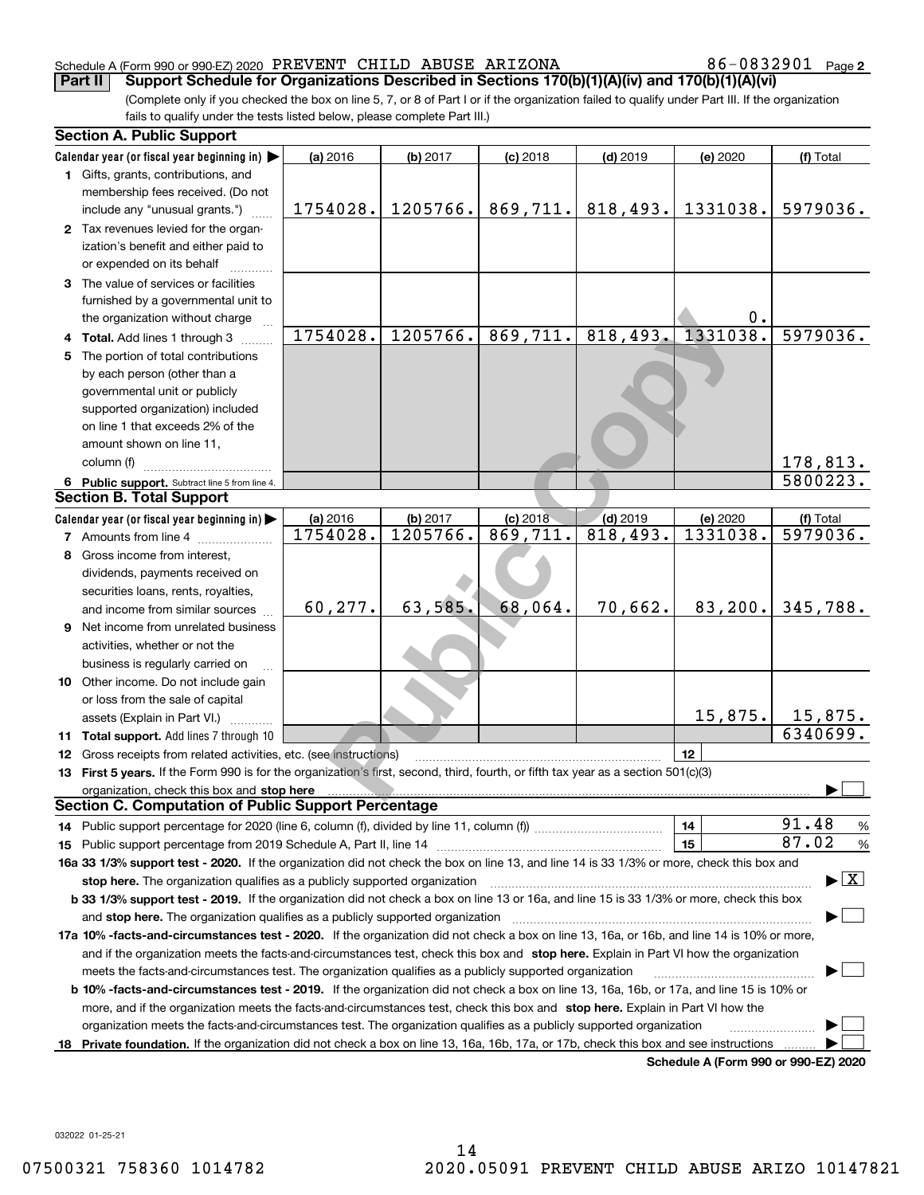Schedule A (Form 990 or 990-EZ) 2020 PREVENT CHILD ABUSE ARIZONA 86-0832901 Page 2

**Part II Support Schedule for Organizations Described in Sections 170(b)(1)(A)(iv) and 170(b)(1)(A)(vi)**

(Complete only if you checked the box on line 5, 7, or 8 of Part I or if the organization failed to qualify under Part III. If the organization fails to qualify under the tests listed below, please complete Part III.)

## Section A. Public Support

| Calendar year (or fiscal year beginning in) ▶ | (a) 2016 | (b) 2017 | (c) 2018 | (d) 2019 | (e) 2020 | (f) Total |
|---|---|---|---|---|---|---|
| 1 Gifts, grants, contributions, and membership fees received. (Do not include any "unusual grants.") | 1754028. | 1205766. | 869,711. | 818,493. | 1331038. | 5979036. |
| 2 Tax revenues levied for the organization's benefit and either paid to or expended on its behalf | | | | | | |
| 3 The value of services or facilities furnished by a governmental unit to the organization without charge | | | | | 0. | |
| 4 Total. Add lines 1 through 3 | 1754028. | 1205766. | 869,711. | 818,493. | 1331038. | 5979036. |
| 5 The portion of total contributions by each person (other than a governmental unit or publicly supported organization) included on line 1 that exceeds 2% of the amount shown on line 11, column (f) | | | | | | 178,813. |
| 6 Public support. Subtract line 5 from line 4. | | | | | | 5800223. |

## Section B. Total Support

| Calendar year (or fiscal year beginning in) ▶ | (a) 2016 | (b) 2017 | (c) 2018 | (d) 2019 | (e) 2020 | (f) Total |
|---|---|---|---|---|---|---|
| 7 Amounts from line 4 | 1754028. | 1205766. | 869,711. | 818,493. | 1331038. | 5979036. |
| 8 Gross income from interest, dividends, payments received on securities loans, rents, royalties, and income from similar sources | 60,277. | 63,585. | 68,064. | 70,662. | 83,200. | 345,788. |
| 9 Net income from unrelated business activities, whether or not the business is regularly carried on | | | | | | |
| 10 Other income. Do not include gain or loss from the sale of capital assets (Explain in Part VI.) | | | | | 15,875. | 15,875. |
| 11 Total support. Add lines 7 through 10 | | | | | | 6340699. |

12 Gross receipts from related activities, etc. (see instructions) | 12 |

13 **First 5 years.** If the Form 990 is for the organization's first, second, third, fourth, or fifth tax year as a section 501(c)(3) organization, check this box and **stop here** ▶ ☐

## Section C. Computation of Public Support Percentage

14 Public support percentage for 2020 (line 6, column (f), divided by line 11, column (f)) | 14 | 91.48 %

15 Public support percentage from 2019 Schedule A, Part II, line 14 | 15 | 87.02 %

**16a 33 1/3% support test - 2020.** If the organization did not check the box on line 13, and line 14 is 33 1/3% or more, check this box and **stop here.** The organization qualifies as a publicly supported organization ▶ ☒

**b 33 1/3% support test - 2019.** If the organization did not check a box on line 13 or 16a, and line 15 is 33 1/3% or more, check this box and **stop here.** The organization qualifies as a publicly supported organization ▶ ☐

**17a 10% -facts-and-circumstances test - 2020.** If the organization did not check a box on line 13, 16a, or 16b, and line 14 is 10% or more, and if the organization meets the facts-and-circumstances test, check this box and **stop here.** Explain in Part VI how the organization meets the facts-and-circumstances test. The organization qualifies as a publicly supported organization ▶ ☐

**b 10% -facts-and-circumstances test - 2019.** If the organization did not check a box on line 13, 16a, 16b, or 17a, and line 15 is 10% or more, and if the organization meets the facts-and-circumstances test, check this box and **stop here.** Explain in Part VI how the organization meets the facts-and-circumstances test. The organization qualifies as a publicly supported organization ▶ ☐

**18 Private foundation.** If the organization did not check a box on line 13, 16a, 16b, 17a, or 17b, check this box and see instructions ▶ ☐

**Schedule A (Form 990 or 990-EZ) 2020**

032022 01-25-21

07500321 758360 1014782 2020.05091 PREVENT CHILD ABUSE ARIZO 10147821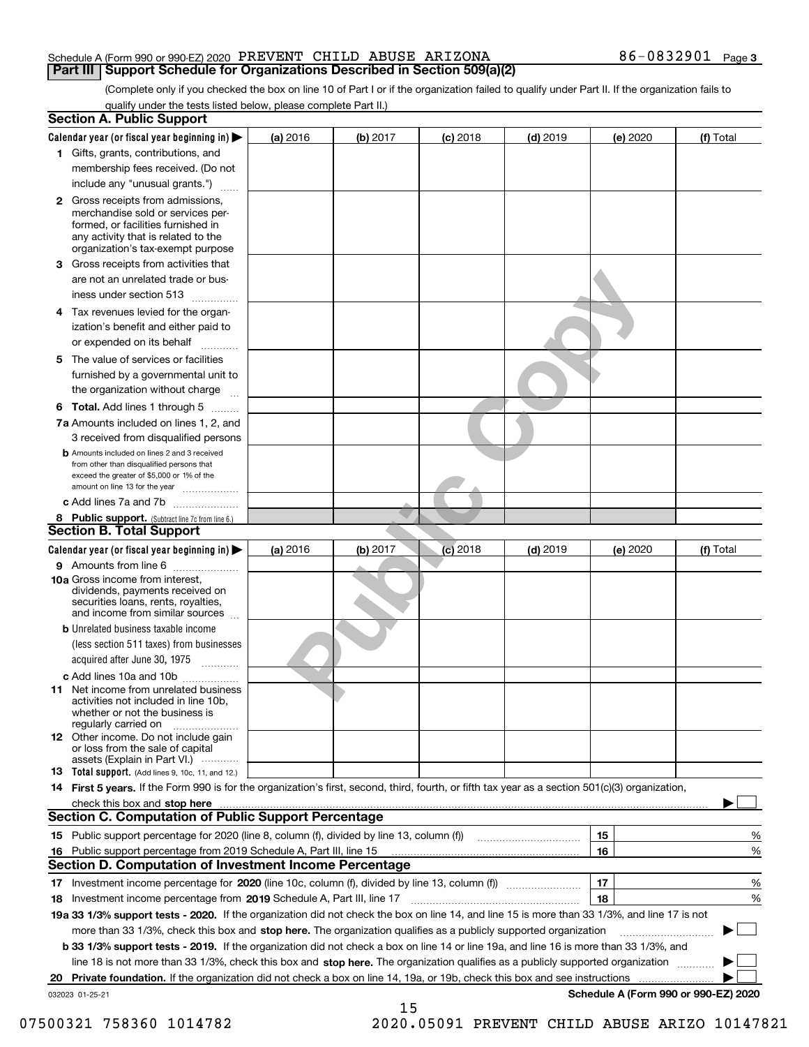Schedule A (Form 990 or 990-EZ) 2020 PREVENT CHILD ABUSE ARIZONA 86-0832901 Page 3

## Part III Support Schedule for Organizations Described in Section 509(a)(2)

(Complete only if you checked the box on line 10 of Part I or if the organization failed to qualify under Part II. If the organization fails to qualify under the tests listed below, please complete Part II.)

### Section A. Public Support

| Calendar year (or fiscal year beginning in) ▶ | (a) 2016 | (b) 2017 | (c) 2018 | (d) 2019 | (e) 2020 | (f) Total |
|---|---|---|---|---|---|---|
| **1** Gifts, grants, contributions, and membership fees received. (Do not include any "unusual grants.") | | | | | | |
| **2** Gross receipts from admissions, merchandise sold or services performed, or facilities furnished in any activity that is related to the organization's tax-exempt purpose | | | | | | |
| **3** Gross receipts from activities that are not an unrelated trade or business under section 513 | | | | | | |
| **4** Tax revenues levied for the organization's benefit and either paid to or expended on its behalf | | | | | | |
| **5** The value of services or facilities furnished by a governmental unit to the organization without charge | | | | | | |
| **6 Total.** Add lines 1 through 5 | | | | | | |
| **7a** Amounts included on lines 1, 2, and 3 received from disqualified persons | | | | | | |
| **b** Amounts included on lines 2 and 3 received from other than disqualified persons that exceed the greater of $5,000 or 1% of the amount on line 13 for the year | | | | | | |
| **c** Add lines 7a and 7b | | | | | | |
| **8 Public support.** (Subtract line 7c from line 6.) | | | | | | |

### Section B. Total Support

| Calendar year (or fiscal year beginning in) ▶ | (a) 2016 | (b) 2017 | (c) 2018 | (d) 2019 | (e) 2020 | (f) Total |
|---|---|---|---|---|---|---|
| **9** Amounts from line 6 | | | | | | |
| **10a** Gross income from interest, dividends, payments received on securities loans, rents, royalties, and income from similar sources | | | | | | |
| **b** Unrelated business taxable income (less section 511 taxes) from businesses acquired after June 30, 1975 | | | | | | |
| **c** Add lines 10a and 10b | | | | | | |
| **11** Net income from unrelated business activities not included in line 10b, whether or not the business is regularly carried on | | | | | | |
| **12** Other income. Do not include gain or loss from the sale of capital assets (Explain in Part VI.) | | | | | | |
| **13 Total support.** (Add lines 9, 10c, 11, and 12.) | | | | | | |

**14 First 5 years.** If the Form 990 is for the organization's first, second, third, fourth, or fifth tax year as a section 501(c)(3) organization, check this box and **stop here** ▶ ☐

### Section C. Computation of Public Support Percentage

| | | | |
|---|---|---|---|
| **15** | Public support percentage for 2020 (line 8, column (f), divided by line 13, column (f)) | 15 | % |
| **16** | Public support percentage from 2019 Schedule A, Part III, line 15 | 16 | % |

### Section D. Computation of Investment Income Percentage

| | | | |
|---|---|---|---|
| **17** | Investment income percentage for **2020** (line 10c, column (f), divided by line 13, column (f)) | 17 | % |
| **18** | Investment income percentage from **2019** Schedule A, Part III, line 17 | 18 | % |

**19a 33 1/3% support tests - 2020.** If the organization did not check the box on line 14, and line 15 is more than 33 1/3%, and line 17 is not more than 33 1/3%, check this box and **stop here.** The organization qualifies as a publicly supported organization ▶ ☐

**b 33 1/3% support tests - 2019.** If the organization did not check a box on line 14 or line 19a, and line 16 is more than 33 1/3%, and line 18 is not more than 33 1/3%, check this box and **stop here.** The organization qualifies as a publicly supported organization ▶ ☐

**20 Private foundation.** If the organization did not check a box on line 14, 19a, or 19b, check this box and see instructions ▶ ☐

032023 01-25-21 **Schedule A (Form 990 or 990-EZ) 2020**

07500321 758360 1014782 2020.05091 PREVENT CHILD ABUSE ARIZO 10147821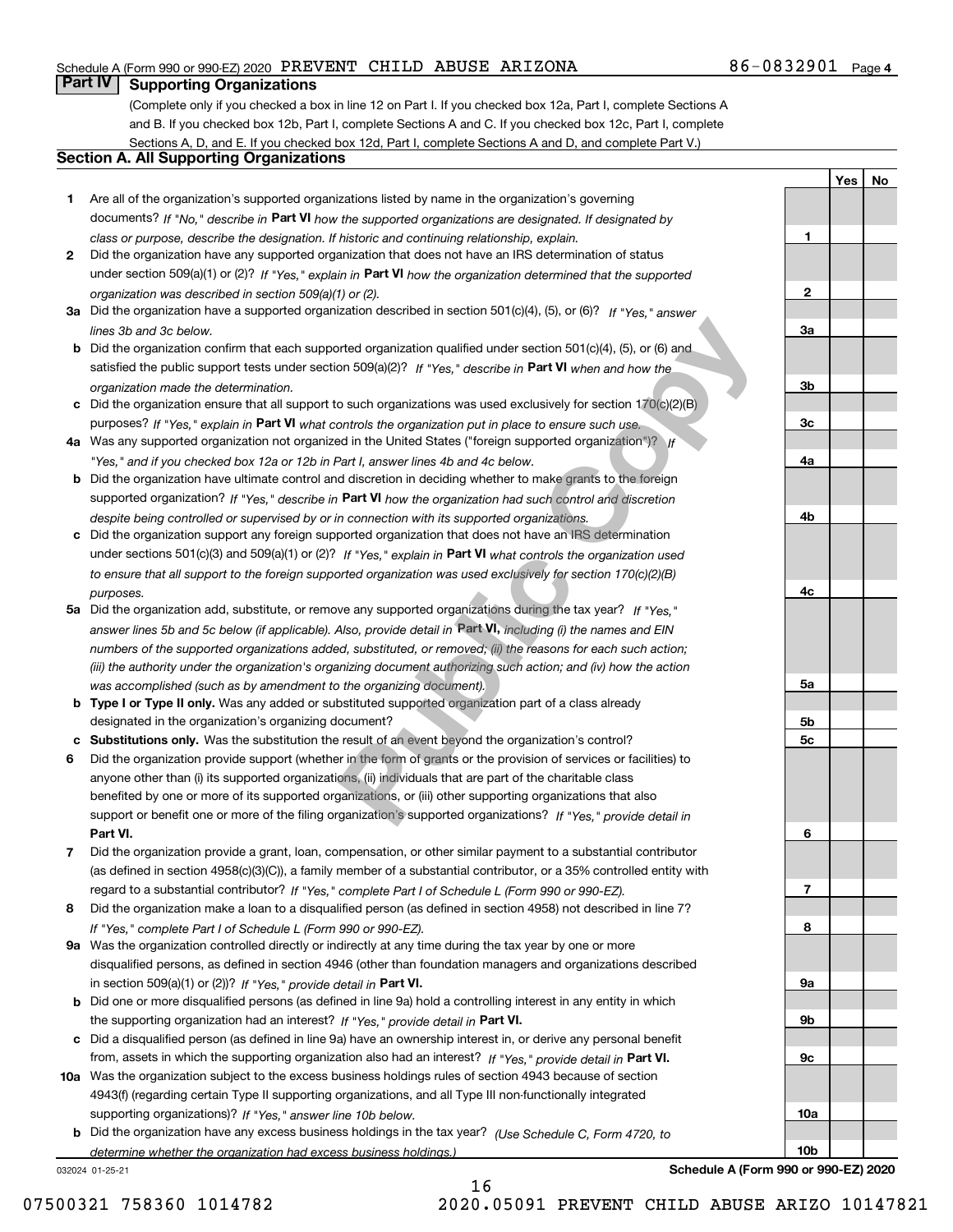Schedule A (Form 990 or 990-EZ) 2020 PREVENT CHILD ABUSE ARIZONA 86-0832901 Page 4

## Part IV Supporting Organizations

(Complete only if you checked a box in line 12 on Part I. If you checked box 12a, Part I, complete Sections A and B. If you checked box 12b, Part I, complete Sections A and C. If you checked box 12c, Part I, complete Sections A, D, and E. If you checked box 12d, Part I, complete Sections A and D, and complete Part V.)

### Section A. All Supporting Organizations

| | | | Yes | No |
|---|---|---|---|---|
| **1** | Are all of the organization's supported organizations listed by name in the organization's governing documents? *If "No," describe in* **Part VI** *how the supported organizations are designated. If designated by class or purpose, describe the designation. If historic and continuing relationship, explain.* | 1 | | |
| **2** | Did the organization have any supported organization that does not have an IRS determination of status under section 509(a)(1) or (2)? *If "Yes," explain in* **Part VI** *how the organization determined that the supported organization was described in section 509(a)(1) or (2).* | 2 | | |
| **3a** | Did the organization have a supported organization described in section 501(c)(4), (5), or (6)? *If "Yes," answer lines 3b and 3c below.* | 3a | | |
| **b** | Did the organization confirm that each supported organization qualified under section 501(c)(4), (5), or (6) and satisfied the public support tests under section 509(a)(2)? *If "Yes," describe in* **Part VI** *when and how the organization made the determination.* | 3b | | |
| **c** | Did the organization ensure that all support to such organizations was used exclusively for section 170(c)(2)(B) purposes? *If "Yes," explain in* **Part VI** *what controls the organization put in place to ensure such use.* | 3c | | |
| **4a** | Was any supported organization not organized in the United States ("foreign supported organization")? *If "Yes," and if you checked box 12a or 12b in Part I, answer lines 4b and 4c below.* | 4a | | |
| **b** | Did the organization have ultimate control and discretion in deciding whether to make grants to the foreign supported organization? *If "Yes," describe in* **Part VI** *how the organization had such control and discretion despite being controlled or supervised by or in connection with its supported organizations.* | 4b | | |
| **c** | Did the organization support any foreign supported organization that does not have an IRS determination under sections 501(c)(3) and 509(a)(1) or (2)? *If "Yes," explain in* **Part VI** *what controls the organization used to ensure that all support to the foreign supported organization was used exclusively for section 170(c)(2)(B) purposes.* | 4c | | |
| **5a** | Did the organization add, substitute, or remove any supported organizations during the tax year? *If "Yes," answer lines 5b and 5c below (if applicable). Also, provide detail in* **Part VI,** *including (i) the names and EIN numbers of the supported organizations added, substituted, or removed; (ii) the reasons for each such action; (iii) the authority under the organization's organizing document authorizing such action; and (iv) how the action was accomplished (such as by amendment to the organizing document).* | 5a | | |
| **b** | **Type I or Type II only.** Was any added or substituted supported organization part of a class already designated in the organization's organizing document? | 5b | | |
| **c** | **Substitutions only.** Was the substitution the result of an event beyond the organization's control? | 5c | | |
| **6** | Did the organization provide support (whether in the form of grants or the provision of services or facilities) to anyone other than (i) its supported organizations, (ii) individuals that are part of the charitable class benefited by one or more of its supported organizations, or (iii) other supporting organizations that also support or benefit one or more of the filing organization's supported organizations? *If "Yes," provide detail in* **Part VI.** | 6 | | |
| **7** | Did the organization provide a grant, loan, compensation, or other similar payment to a substantial contributor (as defined in section 4958(c)(3)(C)), a family member of a substantial contributor, or a 35% controlled entity with regard to a substantial contributor? *If "Yes," complete Part I of Schedule L (Form 990 or 990-EZ).* | 7 | | |
| **8** | Did the organization make a loan to a disqualified person (as defined in section 4958) not described in line 7? *If "Yes," complete Part I of Schedule L (Form 990 or 990-EZ).* | 8 | | |
| **9a** | Was the organization controlled directly or indirectly at any time during the tax year by one or more disqualified persons, as defined in section 4946 (other than foundation managers and organizations described in section 509(a)(1) or (2))? *If "Yes," provide detail in* **Part VI.** | 9a | | |
| **b** | Did one or more disqualified persons (as defined in line 9a) hold a controlling interest in any entity in which the supporting organization had an interest? *If "Yes," provide detail in* **Part VI.** | 9b | | |
| **c** | Did a disqualified person (as defined in line 9a) have an ownership interest in, or derive any personal benefit from, assets in which the supporting organization also had an interest? *If "Yes," provide detail in* **Part VI.** | 9c | | |
| **10a** | Was the organization subject to the excess business holdings rules of section 4943 because of section 4943(f) (regarding certain Type II supporting organizations, and all Type III non-functionally integrated supporting organizations)? *If "Yes," answer line 10b below.* | 10a | | |
| **b** | Did the organization have any excess business holdings in the tax year? *(Use Schedule C, Form 4720, to determine whether the organization had excess business holdings.)* | 10b | | |

032024 01-25-21 **Schedule A (Form 990 or 990-EZ) 2020**

07500321 758360 1014782 2020.05091 PREVENT CHILD ABUSE ARIZO 10147821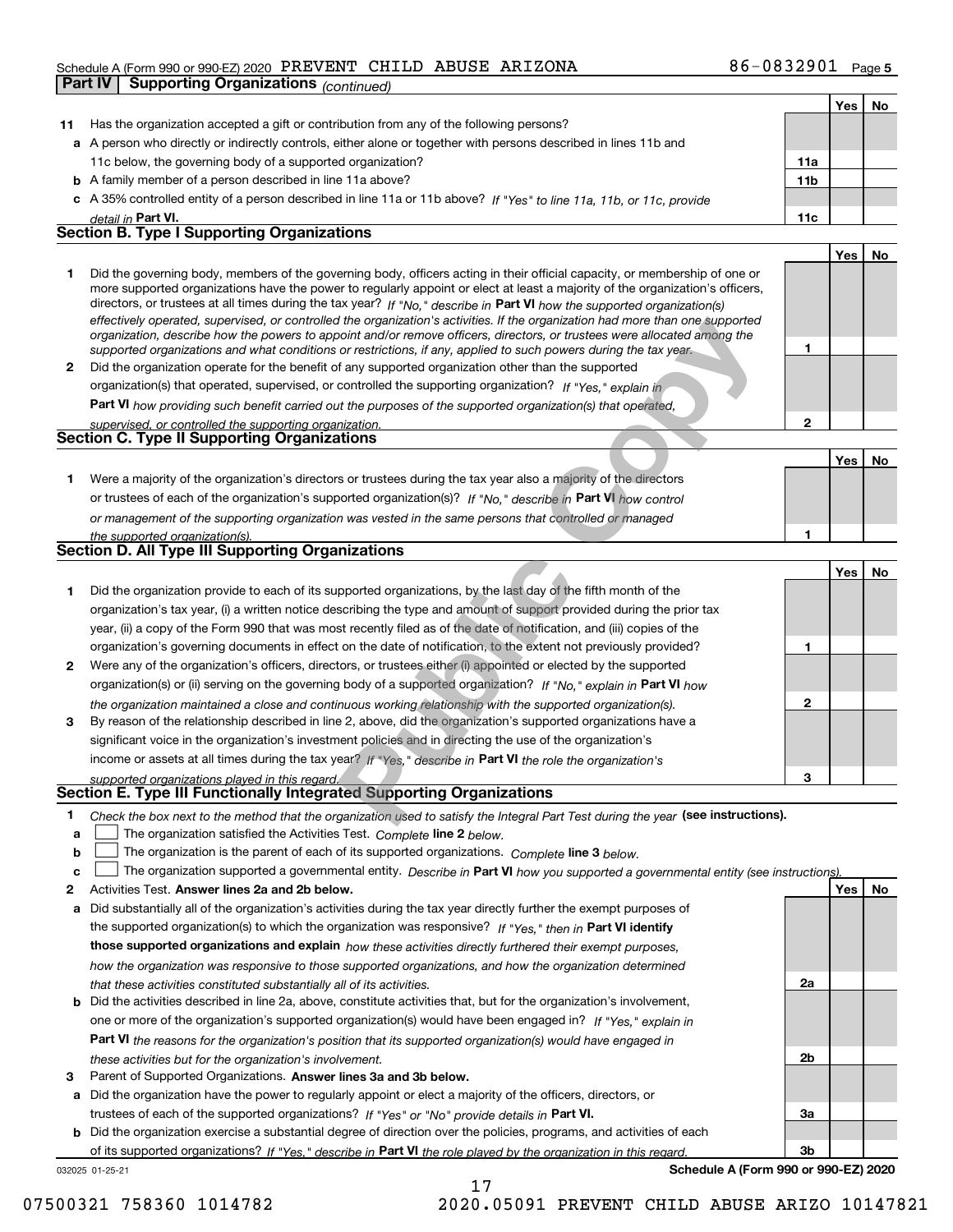Schedule A (Form 990 or 990-EZ) 2020 PREVENT CHILD ABUSE ARIZONA 86-0832901 Page 5

**Part IV | Supporting Organizations** *(continued)*

| | | | Yes | No |
|---|---|---|---|---|
| **11** | Has the organization accepted a gift or contribution from any of the following persons? | | | |
| **a** | A person who directly or indirectly controls, either alone or together with persons described in lines 11b and 11c below, the governing body of a supported organization? | **11a** | | |
| **b** | A family member of a person described in line 11a above? | **11b** | | |
| **c** | A 35% controlled entity of a person described in line 11a or 11b above? *If "Yes" to line 11a, 11b, or 11c, provide detail in* **Part VI.** | **11c** | | |

## Section B. Type I Supporting Organizations

| | | | Yes | No |
|---|---|---|---|---|
| **1** | Did the governing body, members of the governing body, officers acting in their official capacity, or membership of one or more supported organizations have the power to regularly appoint or elect at least a majority of the organization's officers, directors, or trustees at all times during the tax year? *If "No," describe in* **Part VI** *how the supported organization(s) effectively operated, supervised, or controlled the organization's activities. If the organization had more than one supported organization, describe how the powers to appoint and/or remove officers, directors, or trustees were allocated among the supported organizations and what conditions or restrictions, if any, applied to such powers during the tax year.* | **1** | | |
| **2** | Did the organization operate for the benefit of any supported organization other than the supported organization(s) that operated, supervised, or controlled the supporting organization? *If "Yes," explain in* **Part VI** *how providing such benefit carried out the purposes of the supported organization(s) that operated, supervised, or controlled the supporting organization.* | **2** | | |

## Section C. Type II Supporting Organizations

| | | | Yes | No |
|---|---|---|---|---|
| **1** | Were a majority of the organization's directors or trustees during the tax year also a majority of the directors or trustees of each of the organization's supported organization(s)? *If "No," describe in* **Part VI** *how control or management of the supporting organization was vested in the same persons that controlled or managed the supported organization(s).* | **1** | | |

## Section D. All Type III Supporting Organizations

| | | | Yes | No |
|---|---|---|---|---|
| **1** | Did the organization provide to each of its supported organizations, by the last day of the fifth month of the organization's tax year, (i) a written notice describing the type and amount of support provided during the prior tax year, (ii) a copy of the Form 990 that was most recently filed as of the date of notification, and (iii) copies of the organization's governing documents in effect on the date of notification, to the extent not previously provided? | **1** | | |
| **2** | Were any of the organization's officers, directors, or trustees either (i) appointed or elected by the supported organization(s) or (ii) serving on the governing body of a supported organization? *If "No," explain in* **Part VI** *how the organization maintained a close and continuous working relationship with the supported organization(s).* | **2** | | |
| **3** | By reason of the relationship described in line 2, above, did the organization's supported organizations have a significant voice in the organization's investment policies and in directing the use of the organization's income or assets at all times during the tax year? *If "Yes," describe in* **Part VI** *the role the organization's supported organizations played in this regard.* | **3** | | |

## Section E. Type III Functionally Integrated Supporting Organizations

**1** *Check the box next to the method that the organization used to satisfy the Integral Part Test during the year* **(see instructions).**

- **a** ☐ The organization satisfied the Activities Test. *Complete* **line 2** *below.*
- **b** ☐ The organization is the parent of each of its supported organizations. *Complete* **line 3** *below.*
- **c** ☐ The organization supported a governmental entity. *Describe in* **Part VI** *how you supported a governmental entity (see instructions).*

| | | | Yes | No |
|---|---|---|---|---|
| **2** | Activities Test. **Answer lines 2a and 2b below.** | | | |
| **a** | Did substantially all of the organization's activities during the tax year directly further the exempt purposes of the supported organization(s) to which the organization was responsive? *If "Yes," then in* **Part VI identify those supported organizations and explain** *how these activities directly furthered their exempt purposes, how the organization was responsive to those supported organizations, and how the organization determined that these activities constituted substantially all of its activities.* | **2a** | | |
| **b** | Did the activities described in line 2a, above, constitute activities that, but for the organization's involvement, one or more of the organization's supported organization(s) would have been engaged in? *If "Yes," explain in* **Part VI** *the reasons for the organization's position that its supported organization(s) would have engaged in these activities but for the organization's involvement.* | **2b** | | |
| **3** | Parent of Supported Organizations. **Answer lines 3a and 3b below.** | | | |
| **a** | Did the organization have the power to regularly appoint or elect a majority of the officers, directors, or trustees of each of the supported organizations? *If "Yes" or "No" provide details in* **Part VI.** | **3a** | | |
| **b** | Did the organization exercise a substantial degree of direction over the policies, programs, and activities of each of its supported organizations? *If "Yes," describe in* **Part VI** *the role played by the organization in this regard.* | **3b** | | |

032025 01-25-21 **Schedule A (Form 990 or 990-EZ) 2020**

07500321 758360 1014782 2020.05091 PREVENT CHILD ABUSE ARIZO 10147821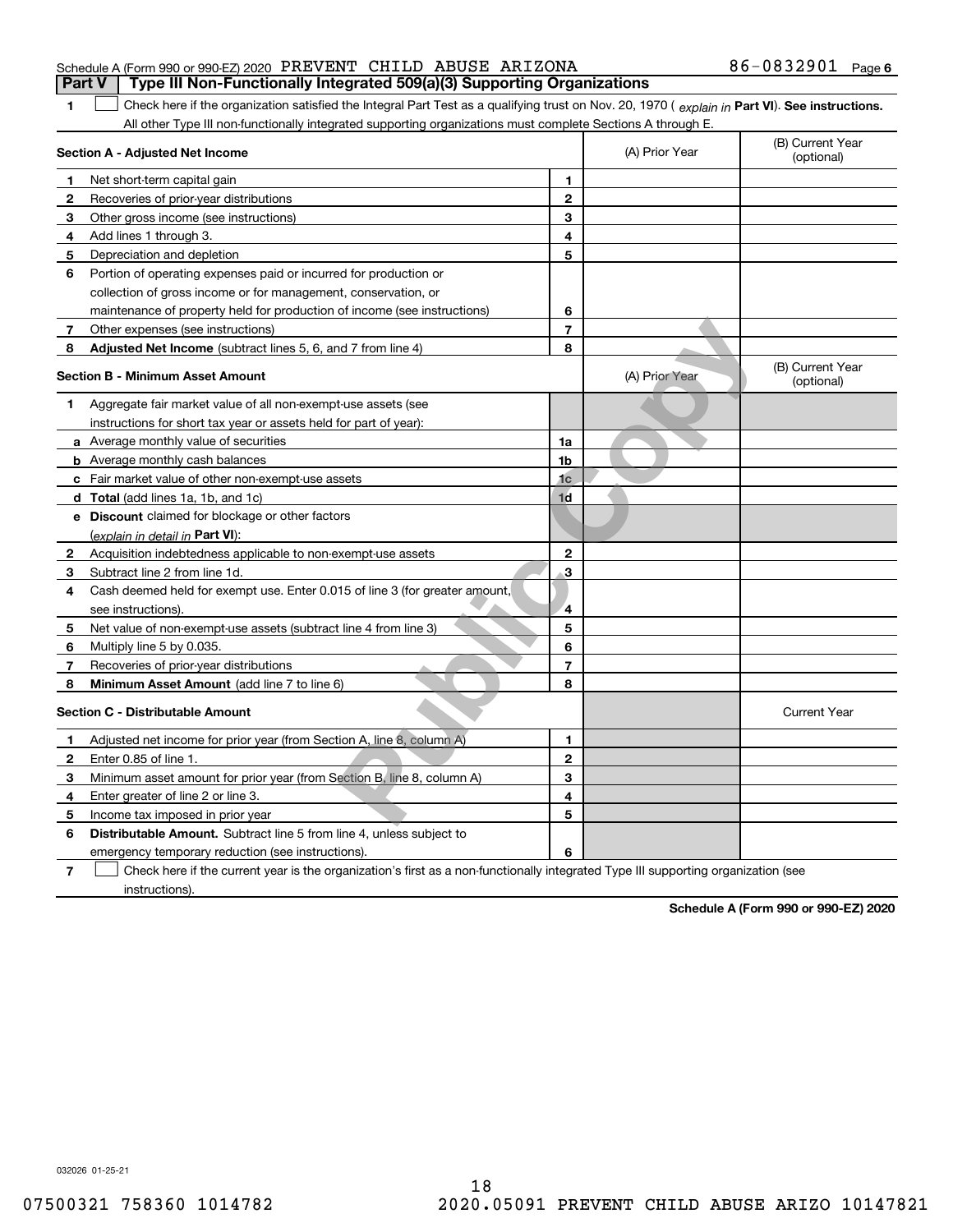Schedule A (Form 990 or 990-EZ) 2020 PREVENT CHILD ABUSE ARIZONA 86-0832901 Page 6

**Part V | Type III Non-Functionally Integrated 509(a)(3) Supporting Organizations**

**1** ☐ Check here if the organization satisfied the Integral Part Test as a qualifying trust on Nov. 20, 1970 ( *explain in* **Part VI**). **See instructions.** All other Type III non-functionally integrated supporting organizations must complete Sections A through E.

| **Section A - Adjusted Net Income** | | (A) Prior Year | (B) Current Year (optional) |
|---|---|---|---|
| **1** Net short-term capital gain | **1** | | |
| **2** Recoveries of prior-year distributions | **2** | | |
| **3** Other gross income (see instructions) | **3** | | |
| **4** Add lines 1 through 3. | **4** | | |
| **5** Depreciation and depletion | **5** | | |
| **6** Portion of operating expenses paid or incurred for production or collection of gross income or for management, conservation, or maintenance of property held for production of income (see instructions) | **6** | | |
| **7** Other expenses (see instructions) | **7** | | |
| **8** **Adjusted Net Income** (subtract lines 5, 6, and 7 from line 4) | **8** | | |

| **Section B - Minimum Asset Amount** | | (A) Prior Year | (B) Current Year (optional) |
|---|---|---|---|
| **1** Aggregate fair market value of all non-exempt-use assets (see instructions for short tax year or assets held for part of year): | | | |
| **a** Average monthly value of securities | **1a** | | |
| **b** Average monthly cash balances | **1b** | | |
| **c** Fair market value of other non-exempt-use assets | **1c** | | |
| **d** **Total** (add lines 1a, 1b, and 1c) | **1d** | | |
| **e** **Discount** claimed for blockage or other factors (*explain in detail in* **Part VI**): | | | |
| **2** Acquisition indebtedness applicable to non-exempt-use assets | **2** | | |
| **3** Subtract line 2 from line 1d. | **3** | | |
| **4** Cash deemed held for exempt use. Enter 0.015 of line 3 (for greater amount, see instructions). | **4** | | |
| **5** Net value of non-exempt-use assets (subtract line 4 from line 3) | **5** | | |
| **6** Multiply line 5 by 0.035. | **6** | | |
| **7** Recoveries of prior-year distributions | **7** | | |
| **8** **Minimum Asset Amount** (add line 7 to line 6) | **8** | | |

| **Section C - Distributable Amount** | | | Current Year |
|---|---|---|---|
| **1** Adjusted net income for prior year (from Section A, line 8, column A) | **1** | | |
| **2** Enter 0.85 of line 1. | **2** | | |
| **3** Minimum asset amount for prior year (from Section B, line 8, column A) | **3** | | |
| **4** Enter greater of line 2 or line 3. | **4** | | |
| **5** Income tax imposed in prior year | **5** | | |
| **6** **Distributable Amount.** Subtract line 5 from line 4, unless subject to emergency temporary reduction (see instructions). | **6** | | |

**7** ☐ Check here if the current year is the organization's first as a non-functionally integrated Type III supporting organization (see instructions).

**Schedule A (Form 990 or 990-EZ) 2020**

032026 01-25-21

07500321 758360 1014782 2020.05091 PREVENT CHILD ABUSE ARIZO 10147821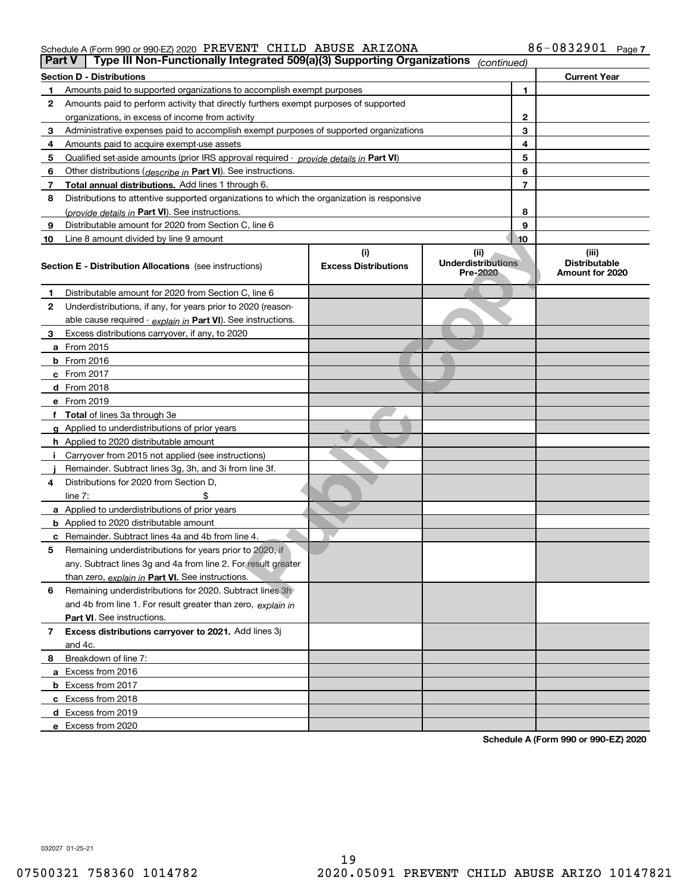Schedule A (Form 990 or 990-EZ) 2020 PREVENT CHILD ABUSE ARIZONA 86-0832901 Page 7

**Part V | Type III Non-Functionally Integrated 509(a)(3) Supporting Organizations** *(continued)*

| **Section D - Distributions** | | | **Current Year** |
|---|---|---|---|
| **1** | Amounts paid to supported organizations to accomplish exempt purposes | 1 | |
| **2** | Amounts paid to perform activity that directly furthers exempt purposes of supported organizations, in excess of income from activity | 2 | |
| **3** | Administrative expenses paid to accomplish exempt purposes of supported organizations | 3 | |
| **4** | Amounts paid to acquire exempt-use assets | 4 | |
| **5** | Qualified set-aside amounts (prior IRS approval required - *provide details in* **Part VI**) | 5 | |
| **6** | Other distributions (*describe in* **Part VI**). See instructions. | 6 | |
| **7** | **Total annual distributions.** Add lines 1 through 6. | 7 | |
| **8** | Distributions to attentive supported organizations to which the organization is responsive (*provide details in* **Part VI**). See instructions. | 8 | |
| **9** | Distributable amount for 2020 from Section C, line 6 | 9 | |
| **10** | Line 8 amount divided by line 9 amount | 10 | |

| **Section E - Distribution Allocations** (see instructions) | **(i)** Excess Distributions | **(ii)** Underdistributions Pre-2020 | **(iii)** Distributable Amount for 2020 |
|---|---|---|---|
| **1** Distributable amount for 2020 from Section C, line 6 | | | |
| **2** Underdistributions, if any, for years prior to 2020 (reasonable cause required - *explain in* **Part VI**). See instructions. | | | |
| **3** Excess distributions carryover, if any, to 2020 | | | |
| **a** From 2015 | | | |
| **b** From 2016 | | | |
| **c** From 2017 | | | |
| **d** From 2018 | | | |
| **e** From 2019 | | | |
| **f** **Total** of lines 3a through 3e | | | |
| **g** Applied to underdistributions of prior years | | | |
| **h** Applied to 2020 distributable amount | | | |
| **i** Carryover from 2015 not applied (see instructions) | | | |
| **j** Remainder. Subtract lines 3g, 3h, and 3i from line 3f. | | | |
| **4** Distributions for 2020 from Section D, line 7: $ | | | |
| **a** Applied to underdistributions of prior years | | | |
| **b** Applied to 2020 distributable amount | | | |
| **c** Remainder. Subtract lines 4a and 4b from line 4. | | | |
| **5** Remaining underdistributions for years prior to 2020, if any. Subtract lines 3g and 4a from line 2. For result greater than zero, *explain in* **Part VI.** See instructions. | | | |
| **6** Remaining underdistributions for 2020. Subtract lines 3h and 4b from line 1. For result greater than zero, *explain in* **Part VI**. See instructions. | | | |
| **7** **Excess distributions carryover to 2021.** Add lines 3j and 4c. | | | |
| **8** Breakdown of line 7: | | | |
| **a** Excess from 2016 | | | |
| **b** Excess from 2017 | | | |
| **c** Excess from 2018 | | | |
| **d** Excess from 2019 | | | |
| **e** Excess from 2020 | | | |

**Schedule A (Form 990 or 990-EZ) 2020**

032027 01-25-21

07500321 758360 1014782 2020.05091 PREVENT CHILD ABUSE ARIZO 10147821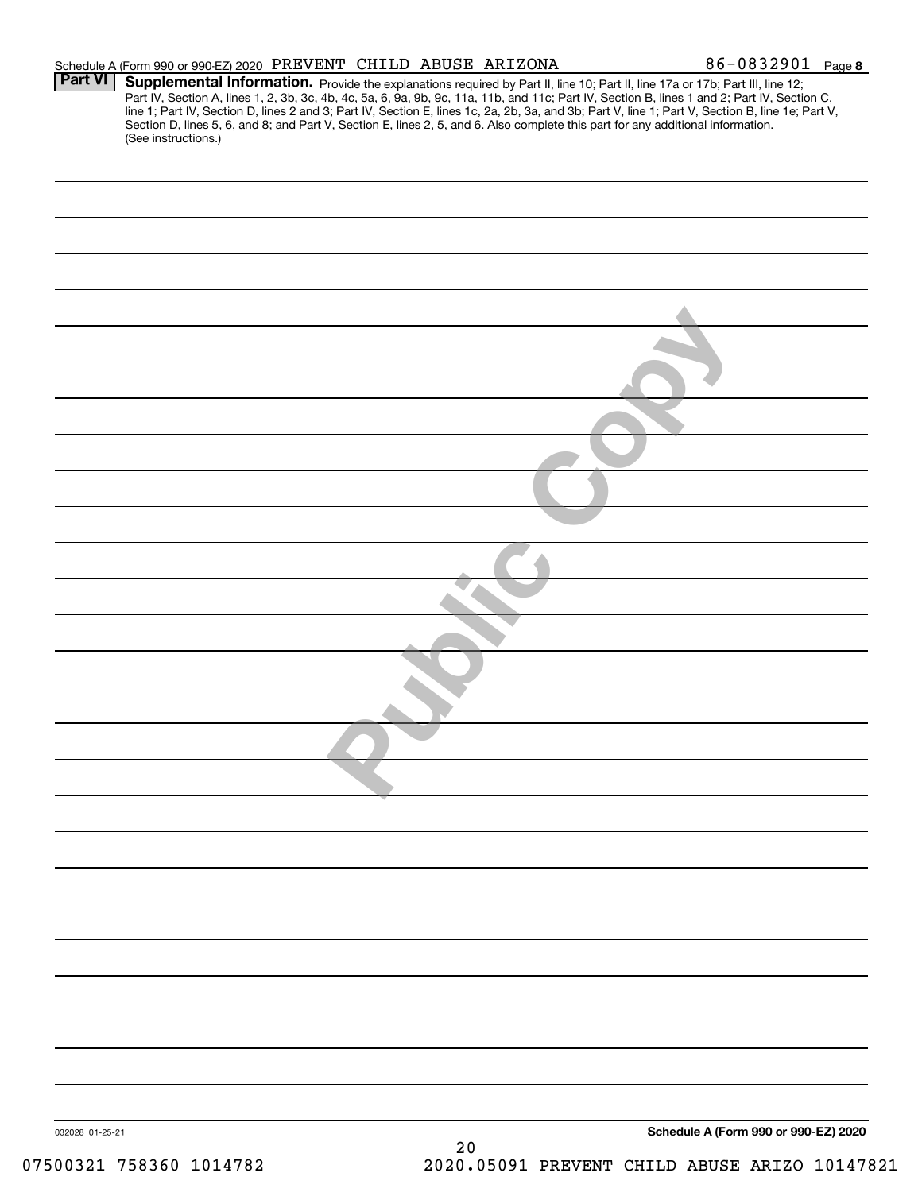Schedule A (Form 990 or 990-EZ) 2020 PREVENT CHILD ABUSE ARIZONA 86-0832901 Page 8

**Part VI** **Supplemental Information.** Provide the explanations required by Part II, line 10; Part II, line 17a or 17b; Part III, line 12; Part IV, Section A, lines 1, 2, 3b, 3c, 4b, 4c, 5a, 6, 9a, 9b, 9c, 11a, 11b, and 11c; Part IV, Section B, lines 1 and 2; Part IV, Section C, line 1; Part IV, Section D, lines 2 and 3; Part IV, Section E, lines 1c, 2a, 2b, 3a, and 3b; Part V, line 1; Part V, Section B, line 1e; Part V, Section D, lines 5, 6, and 8; and Part V, Section E, lines 2, 5, and 6. Also complete this part for any additional information. (See instructions.)

Public Copy

032028 01-25-21

**Schedule A (Form 990 or 990-EZ) 2020**

07500321 758360 1014782 2020.05091 PREVENT CHILD ABUSE ARIZO 10147821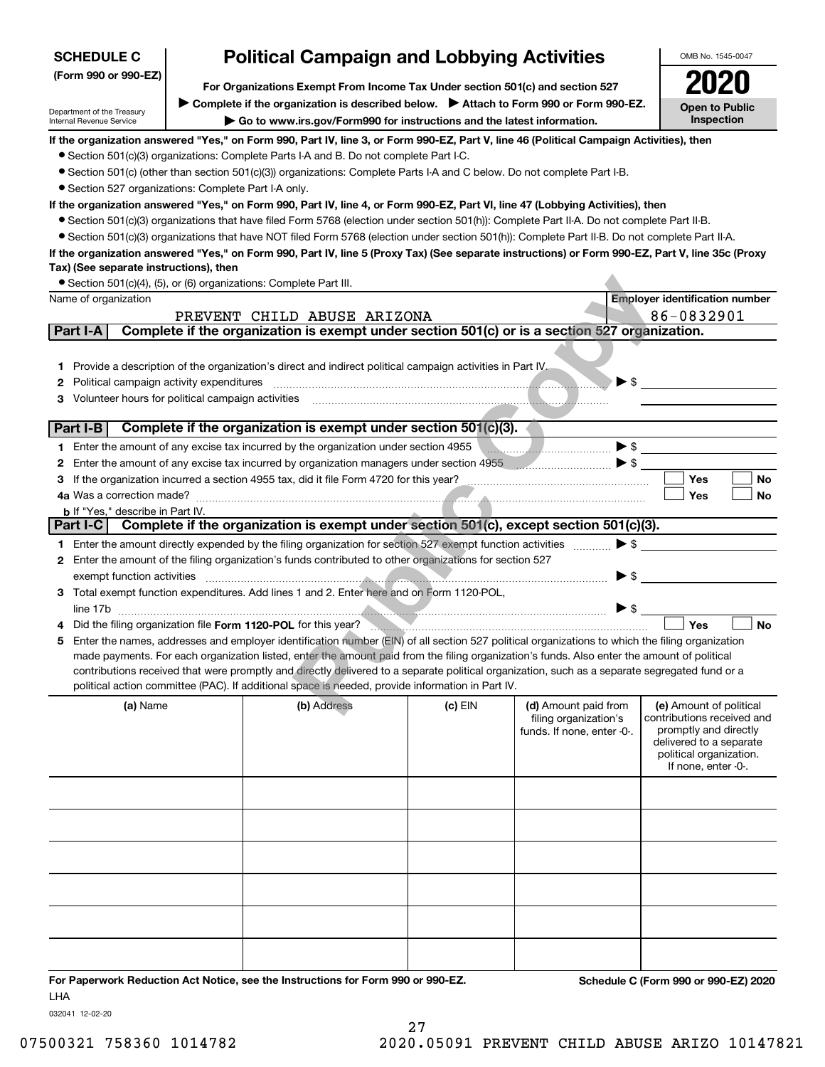**SCHEDULE C**
**(Form 990 or 990-EZ)**

Department of the Treasury
Internal Revenue Service

# Political Campaign and Lobbying Activities

**For Organizations Exempt From Income Tax Under section 501(c) and section 527**

▶ **Complete if the organization is described below.** ▶ **Attach to Form 990 or Form 990-EZ.**

▶ **Go to www.irs.gov/Form990 for instructions and the latest information.**

OMB No. 1545-0047

**2020**

**Open to Public Inspection**

**If the organization answered "Yes," on Form 990, Part IV, line 3, or Form 990-EZ, Part V, line 46 (Political Campaign Activities), then**

- Section 501(c)(3) organizations: Complete Parts I-A and B. Do not complete Part I-C.
- Section 501(c) (other than section 501(c)(3)) organizations: Complete Parts I-A and C below. Do not complete Part I-B.
- Section 527 organizations: Complete Part I-A only.

**If the organization answered "Yes," on Form 990, Part IV, line 4, or Form 990-EZ, Part VI, line 47 (Lobbying Activities), then**

- Section 501(c)(3) organizations that have filed Form 5768 (election under section 501(h)): Complete Part II-A. Do not complete Part II-B.
- Section 501(c)(3) organizations that have NOT filed Form 5768 (election under section 501(h)): Complete Part II-B. Do not complete Part II-A.

**If the organization answered "Yes," on Form 990, Part IV, line 5 (Proxy Tax) (See separate instructions) or Form 990-EZ, Part V, line 35c (Proxy Tax) (See separate instructions), then**

- Section 501(c)(4), (5), or (6) organizations: Complete Part III.

Name of organization: PREVENT CHILD ABUSE ARIZONA

Employer identification number: 86-0832901

## Part I-A — Complete if the organization is exempt under section 501(c) or is a section 527 organization.

1. Provide a description of the organization's direct and indirect political campaign activities in Part IV.
2. Political campaign activity expenditures ▶ $
3. Volunteer hours for political campaign activities

## Part I-B — Complete if the organization is exempt under section 501(c)(3).

1. Enter the amount of any excise tax incurred by the organization under section 4955 ▶ $
2. Enter the amount of any excise tax incurred by organization managers under section 4955 ▶ $
3. If the organization incurred a section 4955 tax, did it file Form 4720 for this year? ☐ Yes ☐ No

4a Was a correction made? ☐ Yes ☐ No

b If "Yes," describe in Part IV.

## Part I-C — Complete if the organization is exempt under section 501(c), except section 501(c)(3).

1. Enter the amount directly expended by the filing organization for section 527 exempt function activities ▶ $
2. Enter the amount of the filing organization's funds contributed to other organizations for section 527 exempt function activities ▶ $
3. Total exempt function expenditures. Add lines 1 and 2. Enter here and on Form 1120-POL, line 17b ▶ $
4. Did the filing organization file **Form 1120-POL** for this year? ☐ Yes ☐ No
5. Enter the names, addresses and employer identification number (EIN) of all section 527 political organizations to which the filing organization made payments. For each organization listed, enter the amount paid from the filing organization's funds. Also enter the amount of political contributions received that were promptly and directly delivered to a separate political organization, such as a separate segregated fund or a political action committee (PAC). If additional space is needed, provide information in Part IV.

| (a) Name | (b) Address | (c) EIN | (d) Amount paid from filing organization's funds. If none, enter -0-. | (e) Amount of political contributions received and promptly and directly delivered to a separate political organization. If none, enter -0-. |
|---|---|---|---|---|
| | | | | |
| | | | | |
| | | | | |
| | | | | |
| | | | | |
| | | | | |

**For Paperwork Reduction Act Notice, see the Instructions for Form 990 or 990-EZ.** LHA

**Schedule C (Form 990 or 990-EZ) 2020**

032041 12-02-20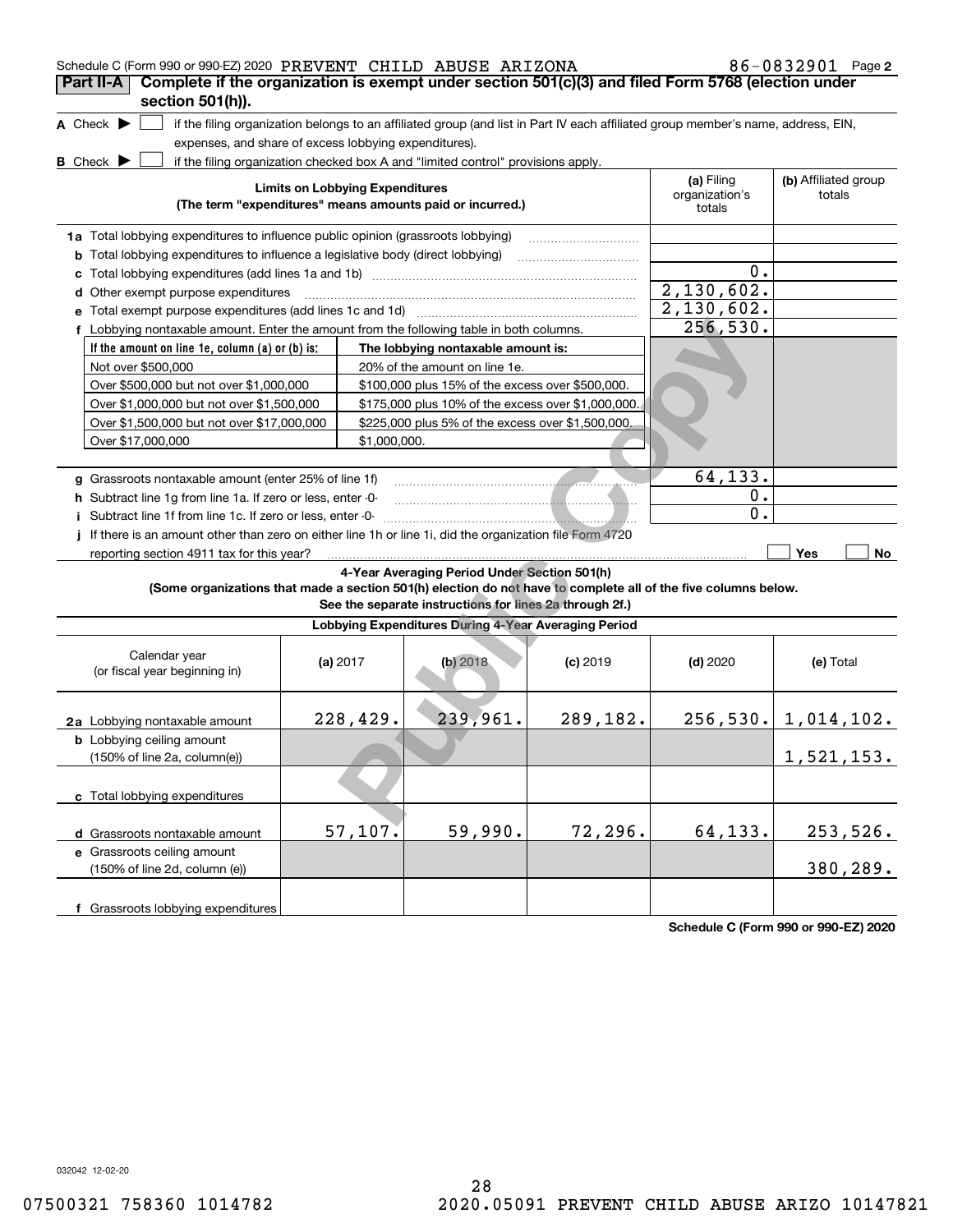Schedule C (Form 990 or 990-EZ) 2020 PREVENT CHILD ABUSE ARIZONA 86-0832901 Page **2**

## Part II-A Complete if the organization is exempt under section 501(c)(3) and filed Form 5768 (election under section 501(h)).

**A** Check ▶ ☐ if the filing organization belongs to an affiliated group (and list in Part IV each affiliated group member's name, address, EIN, expenses, and share of excess lobbying expenditures).

**B** Check ▶ ☐ if the filing organization checked box A and "limited control" provisions apply.

| **Limits on Lobbying Expenditures** (The term "expenditures" means amounts paid or incurred.) | (a) Filing organization's totals | (b) Affiliated group totals |
|---|---|---|
| **1a** Total lobbying expenditures to influence public opinion (grassroots lobbying) | | |
| **b** Total lobbying expenditures to influence a legislative body (direct lobbying) | | |
| **c** Total lobbying expenditures (add lines 1a and 1b) | 0. | |
| **d** Other exempt purpose expenditures | 2,130,602. | |
| **e** Total exempt purpose expenditures (add lines 1c and 1d) | 2,130,602. | |
| **f** Lobbying nontaxable amount. Enter the amount from the following table in both columns. | 256,530. | |

| If the amount on line 1e, column (a) or (b) is: | The lobbying nontaxable amount is: |
|---|---|
| Not over $500,000 | 20% of the amount on line 1e. |
| Over $500,000 but not over $1,000,000 | $100,000 plus 15% of the excess over $500,000. |
| Over $1,000,000 but not over $1,500,000 | $175,000 plus 10% of the excess over $1,000,000. |
| Over $1,500,000 but not over $17,000,000 | $225,000 plus 5% of the excess over $1,500,000. |
| Over $17,000,000 | $1,000,000. |

| | (a) Filing organization's totals | (b) Affiliated group totals |
|---|---|---|
| **g** Grassroots nontaxable amount (enter 25% of line 1f) | 64,133. | |
| **h** Subtract line 1g from line 1a. If zero or less, enter -0- | 0. | |
| **i** Subtract line 1f from line 1c. If zero or less, enter -0- | 0. | |
| **j** If there is an amount other than zero on either line 1h or line 1i, did the organization file Form 4720 reporting section 4911 tax for this year? | ☐ Yes | ☐ No |

### 4-Year Averaging Period Under Section 501(h)

**(Some organizations that made a section 501(h) election do not have to complete all of the five columns below. See the separate instructions for lines 2a through 2f.)**

**Lobbying Expenditures During 4-Year Averaging Period**

| Calendar year (or fiscal year beginning in) | (a) 2017 | (b) 2018 | (c) 2019 | (d) 2020 | (e) Total |
|---|---|---|---|---|---|
| **2a** Lobbying nontaxable amount | 228,429. | 239,961. | 289,182. | 256,530. | 1,014,102. |
| **b** Lobbying ceiling amount (150% of line 2a, column(e)) | | | | | 1,521,153. |
| **c** Total lobbying expenditures | | | | | |
| **d** Grassroots nontaxable amount | 57,107. | 59,990. | 72,296. | 64,133. | 253,526. |
| **e** Grassroots ceiling amount (150% of line 2d, column (e)) | | | | | 380,289. |
| **f** Grassroots lobbying expenditures | | | | | |

**Schedule C (Form 990 or 990-EZ) 2020**

032042 12-02-20

07500321 758360 1014782 2020.05091 PREVENT CHILD ABUSE ARIZO 10147821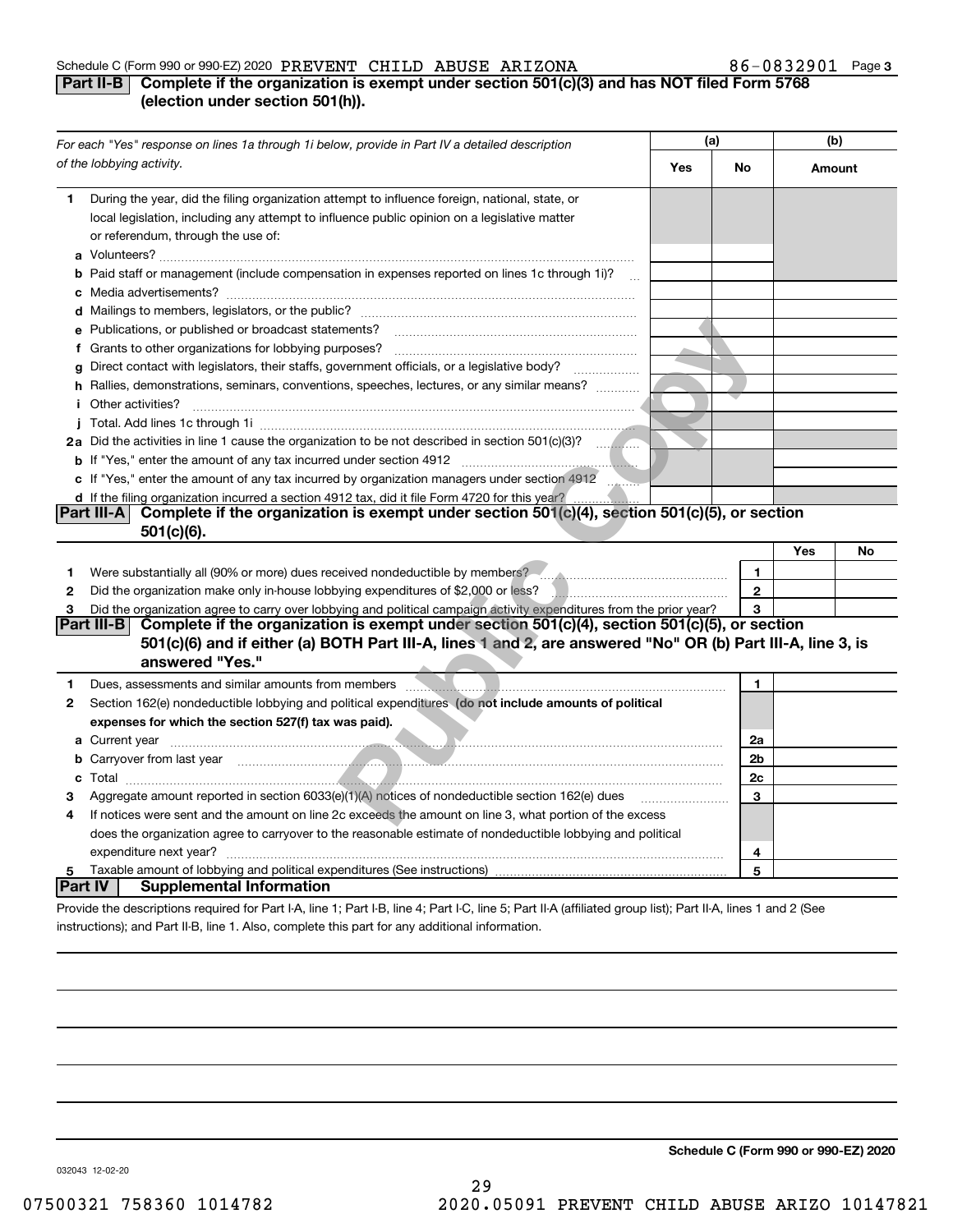## Part II-B Complete if the organization is exempt under section 501(c)(3) and has NOT filed Form 5768 (election under section 501(h)).

| For each "Yes" response on lines 1a through 1i below, provide in Part IV a detailed description of the lobbying activity. | (a) Yes | (a) No | (b) Amount |
|---|---|---|---|
| **1** During the year, did the filing organization attempt to influence foreign, national, state, or local legislation, including any attempt to influence public opinion on a legislative matter or referendum, through the use of: | | | |
| **a** Volunteers? | | | |
| **b** Paid staff or management (include compensation in expenses reported on lines 1c through 1i)? | | | |
| **c** Media advertisements? | | | |
| **d** Mailings to members, legislators, or the public? | | | |
| **e** Publications, or published or broadcast statements? | | | |
| **f** Grants to other organizations for lobbying purposes? | | | |
| **g** Direct contact with legislators, their staffs, government officials, or a legislative body? | | | |
| **h** Rallies, demonstrations, seminars, conventions, speeches, lectures, or any similar means? | | | |
| **i** Other activities? | | | |
| **j** Total. Add lines 1c through 1i | | | |
| **2a** Did the activities in line 1 cause the organization to be not described in section 501(c)(3)? | | | |
| **b** If "Yes," enter the amount of any tax incurred under section 4912 | | | |
| **c** If "Yes," enter the amount of any tax incurred by organization managers under section 4912 | | | |
| **d** If the filing organization incurred a section 4912 tax, did it file Form 4720 for this year? | | | |

## Part III-A Complete if the organization is exempt under section 501(c)(4), section 501(c)(5), or section 501(c)(6).

| | | | Yes | No |
|---|---|---|---|---|
| **1** | Were substantially all (90% or more) dues received nondeductible by members? | 1 | | |
| **2** | Did the organization make only in-house lobbying expenditures of $2,000 or less? | 2 | | |
| **3** | Did the organization agree to carry over lobbying and political campaign activity expenditures from the prior year? | 3 | | |

## Part III-B Complete if the organization is exempt under section 501(c)(4), section 501(c)(5), or section 501(c)(6) and if either (a) BOTH Part III-A, lines 1 and 2, are answered "No" OR (b) Part III-A, line 3, is answered "Yes."

| | | | |
|---|---|---|---|
| **1** | Dues, assessments and similar amounts from members | 1 | |
| **2** | Section 162(e) nondeductible lobbying and political expenditures **(do not include amounts of political expenses for which the section 527(f) tax was paid).** | | |
| **a** | Current year | 2a | |
| **b** | Carryover from last year | 2b | |
| **c** | Total | 2c | |
| **3** | Aggregate amount reported in section 6033(e)(1)(A) notices of nondeductible section 162(e) dues | 3 | |
| **4** | If notices were sent and the amount on line 2c exceeds the amount on line 3, what portion of the excess does the organization agree to carryover to the reasonable estimate of nondeductible lobbying and political expenditure next year? | 4 | |
| **5** | Taxable amount of lobbying and political expenditures (See instructions) | 5 | |

## Part IV Supplemental Information

Provide the descriptions required for Part I-A, line 1; Part I-B, line 4; Part I-C, line 5; Part II-A (affiliated group list); Part II-A, lines 1 and 2 (See instructions); and Part II-B, line 1. Also, complete this part for any additional information.

Public Copy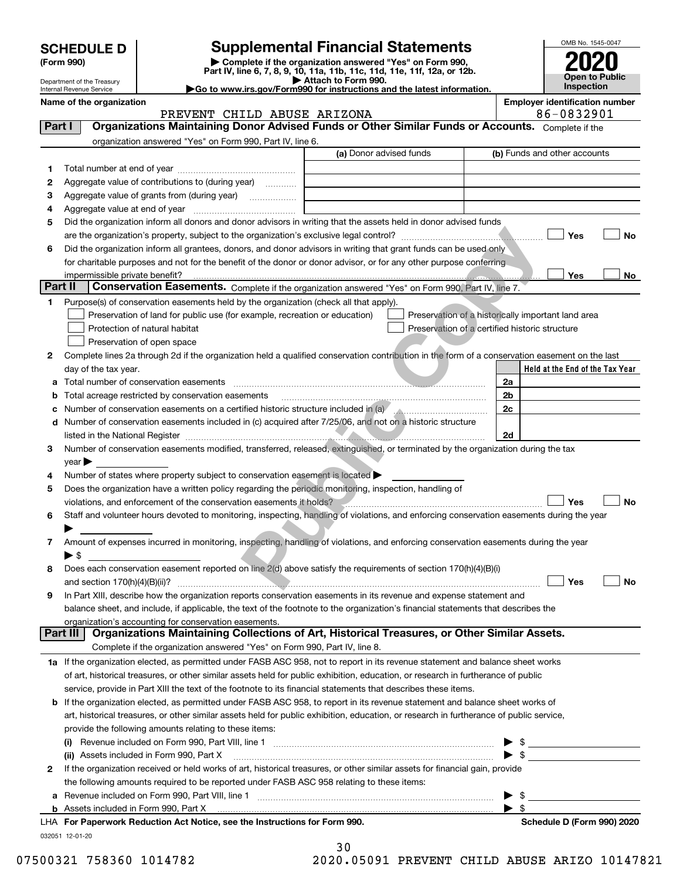# SCHEDULE D (Form 990)

Department of the Treasury
Internal Revenue Service

## Supplemental Financial Statements

▶ Complete if the organization answered "Yes" on Form 990, Part IV, line 6, 7, 8, 9, 10, 11a, 11b, 11c, 11d, 11e, 11f, 12a, or 12b.
▶ Attach to Form 990.
▶Go to www.irs.gov/Form990 for instructions and the latest information.

OMB No. 1545-0047

**2020**

**Open to Public Inspection**

**Name of the organization**
PREVENT CHILD ABUSE ARIZONA

**Employer identification number**
86-0832901

### Part I — Organizations Maintaining Donor Advised Funds or Other Similar Funds or Accounts. Complete if the organization answered "Yes" on Form 990, Part IV, line 6.

| | | (a) Donor advised funds | (b) Funds and other accounts |
|---|---|---|---|
| 1 | Total number at end of year | | |
| 2 | Aggregate value of contributions to (during year) | | |
| 3 | Aggregate value of grants from (during year) | | |
| 4 | Aggregate value at end of year | | |

5 Did the organization inform all donors and donor advisors in writing that the assets held in donor advised funds are the organization's property, subject to the organization's exclusive legal control? ☐ Yes ☐ No

6 Did the organization inform all grantees, donors, and donor advisors in writing that grant funds can be used only for charitable purposes and not for the benefit of the donor or donor advisor, or for any other purpose conferring impermissible private benefit? ☐ Yes ☐ No

### Part II — Conservation Easements. Complete if the organization answered "Yes" on Form 990, Part IV, line 7.

1 Purpose(s) of conservation easements held by the organization (check all that apply).
- ☐ Preservation of land for public use (for example, recreation or education)
- ☐ Protection of natural habitat
- ☐ Preservation of open space
- ☐ Preservation of a historically important land area
- ☐ Preservation of a certified historic structure

2 Complete lines 2a through 2d if the organization held a qualified conservation contribution in the form of a conservation easement on the last day of the tax year.

| | | | Held at the End of the Tax Year |
|---|---|---|---|
| a | Total number of conservation easements | 2a | |
| b | Total acreage restricted by conservation easements | 2b | |
| c | Number of conservation easements on a certified historic structure included in (a) | 2c | |
| d | Number of conservation easements included in (c) acquired after 7/25/06, and not on a historic structure listed in the National Register | 2d | |

3 Number of conservation easements modified, transferred, released, extinguished, or terminated by the organization during the tax year ▶

4 Number of states where property subject to conservation easement is located ▶

5 Does the organization have a written policy regarding the periodic monitoring, inspection, handling of violations, and enforcement of the conservation easements it holds? ☐ Yes ☐ No

6 Staff and volunteer hours devoted to monitoring, inspecting, handling of violations, and enforcing conservation easements during the year ▶

7 Amount of expenses incurred in monitoring, inspecting, handling of violations, and enforcing conservation easements during the year ▶ $

8 Does each conservation easement reported on line 2(d) above satisfy the requirements of section 170(h)(4)(B)(i) and section 170(h)(4)(B)(ii)? ☐ Yes ☐ No

9 In Part XIII, describe how the organization reports conservation easements in its revenue and expense statement and balance sheet, and include, if applicable, the text of the footnote to the organization's financial statements that describes the organization's accounting for conservation easements.

### Part III — Organizations Maintaining Collections of Art, Historical Treasures, or Other Similar Assets. Complete if the organization answered "Yes" on Form 990, Part IV, line 8.

1a If the organization elected, as permitted under FASB ASC 958, not to report in its revenue statement and balance sheet works of art, historical treasures, or other similar assets held for public exhibition, education, or research in furtherance of public service, provide in Part XIII the text of the footnote to its financial statements that describes these items.

b If the organization elected, as permitted under FASB ASC 958, to report in its revenue statement and balance sheet works of art, historical treasures, or other similar assets held for public exhibition, education, or research in furtherance of public service, provide the following amounts relating to these items:

(i) Revenue included on Form 990, Part VIII, line 1 ▶ $

(ii) Assets included in Form 990, Part X ▶ $

2 If the organization received or held works of art, historical treasures, or other similar assets for financial gain, provide the following amounts required to be reported under FASB ASC 958 relating to these items:

a Revenue included on Form 990, Part VIII, line 1 ▶ $

b Assets included in Form 990, Part X ▶ $

LHA **For Paperwork Reduction Act Notice, see the Instructions for Form 990.** **Schedule D (Form 990) 2020**

032051 12-01-20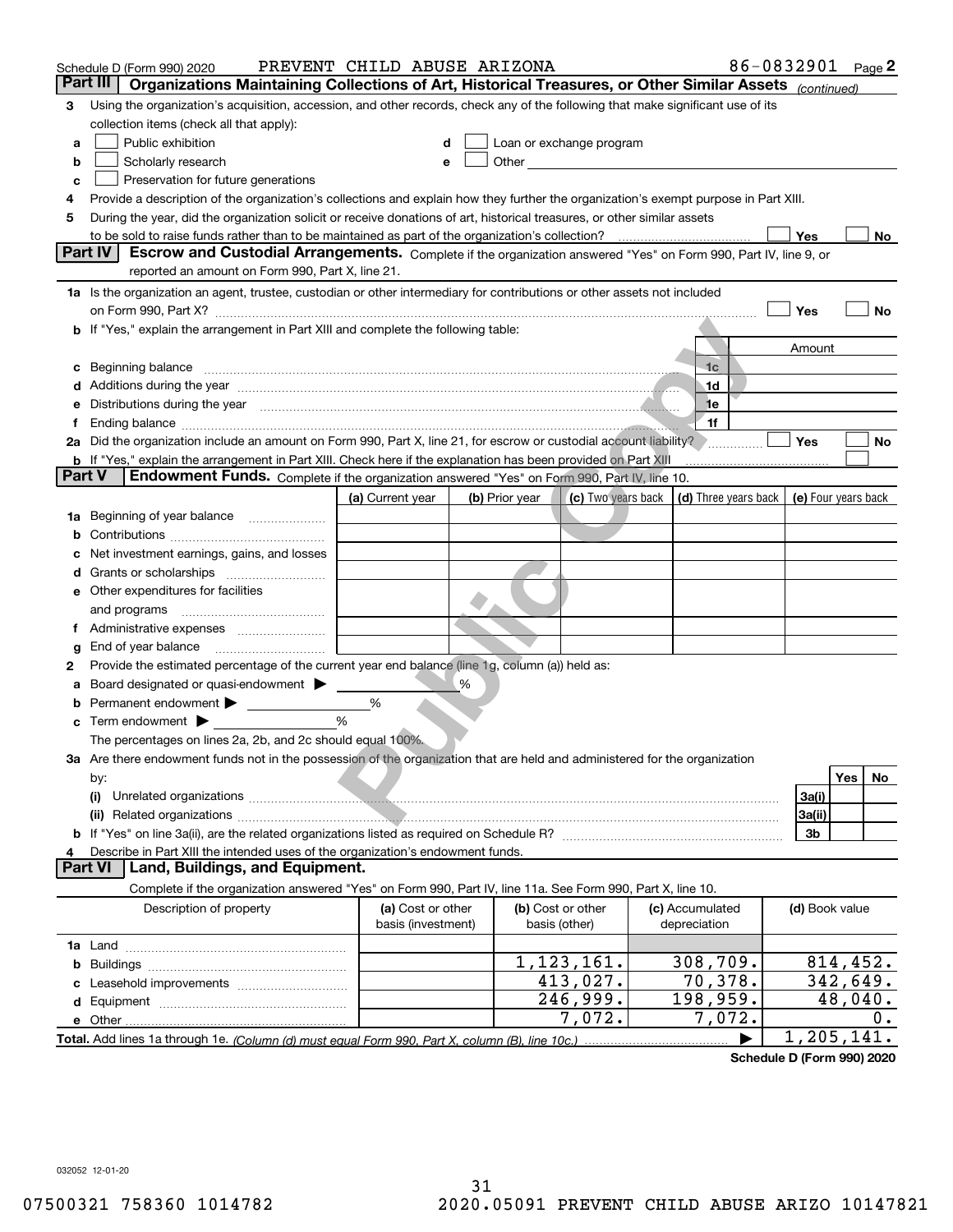Schedule D (Form 990) 2020 PREVENT CHILD ABUSE ARIZONA 86-0832901 Page 2

## Part III Organizations Maintaining Collections of Art, Historical Treasures, or Other Similar Assets *(continued)*

**3** Using the organization's acquisition, accession, and other records, check any of the following that make significant use of its collection items (check all that apply):

- **a** ☐ Public exhibition
- **b** ☐ Scholarly research
- **c** ☐ Preservation for future generations
- **d** ☐ Loan or exchange program
- **e** ☐ Other

**4** Provide a description of the organization's collections and explain how they further the organization's exempt purpose in Part XIII.

**5** During the year, did the organization solicit or receive donations of art, historical treasures, or other similar assets to be sold to raise funds rather than to be maintained as part of the organization's collection? ☐ Yes ☐ No

## Part IV Escrow and Custodial Arrangements.

Complete if the organization answered "Yes" on Form 990, Part IV, line 9, or reported an amount on Form 990, Part X, line 21.

**1a** Is the organization an agent, trustee, custodian or other intermediary for contributions or other assets not included on Form 990, Part X? ☐ Yes ☐ No

**b** If "Yes," explain the arrangement in Part XIII and complete the following table:

| | | Amount |
|---|---|---|
| **c** Beginning balance | 1c | |
| **d** Additions during the year | 1d | |
| **e** Distributions during the year | 1e | |
| **f** Ending balance | 1f | |

**2a** Did the organization include an amount on Form 990, Part X, line 21, for escrow or custodial account liability? ☐ Yes ☐ No

**b** If "Yes," explain the arrangement in Part XIII. Check here if the explanation has been provided on Part XIII ☐

## Part V Endowment Funds.

Complete if the organization answered "Yes" on Form 990, Part IV, line 10.

| | (a) Current year | (b) Prior year | (c) Two years back | (d) Three years back | (e) Four years back |
|---|---|---|---|---|---|
| **1a** Beginning of year balance | | | | | |
| **b** Contributions | | | | | |
| **c** Net investment earnings, gains, and losses | | | | | |
| **d** Grants or scholarships | | | | | |
| **e** Other expenditures for facilities and programs | | | | | |
| **f** Administrative expenses | | | | | |
| **g** End of year balance | | | | | |

**2** Provide the estimated percentage of the current year end balance (line 1g, column (a)) held as:

- **a** Board designated or quasi-endowment ▶ ______ %
- **b** Permanent endowment ▶ ______ %
- **c** Term endowment ▶ ______ %

The percentages on lines 2a, 2b, and 2c should equal 100%.

**3a** Are there endowment funds not in the possession of the organization that are held and administered for the organization by:

| | | Yes | No |
|---|---|---|---|
| **(i)** Unrelated organizations | 3a(i) | | |
| **(ii)** Related organizations | 3a(ii) | | |
| **b** If "Yes" on line 3a(ii), are the related organizations listed as required on Schedule R? | 3b | | |

**4** Describe in Part XIII the intended uses of the organization's endowment funds.

## Part VI Land, Buildings, and Equipment.

Complete if the organization answered "Yes" on Form 990, Part IV, line 11a. See Form 990, Part X, line 10.

| Description of property | (a) Cost or other basis (investment) | (b) Cost or other basis (other) | (c) Accumulated depreciation | (d) Book value |
|---|---|---|---|---|
| **1a** Land | | | | |
| **b** Buildings | | 1,123,161. | 308,709. | 814,452. |
| **c** Leasehold improvements | | 413,027. | 70,378. | 342,649. |
| **d** Equipment | | 246,999. | 198,959. | 48,040. |
| **e** Other | | 7,072. | 7,072. | 0. |
| **Total.** Add lines 1a through 1e. *(Column (d) must equal Form 990, Part X, column (B), line 10c.)* ▶ | | | | 1,205,141. |

Schedule D (Form 990) 2020

032052 12-01-20

07500321 758360 1014782 2020.05091 PREVENT CHILD ABUSE ARIZO 10147821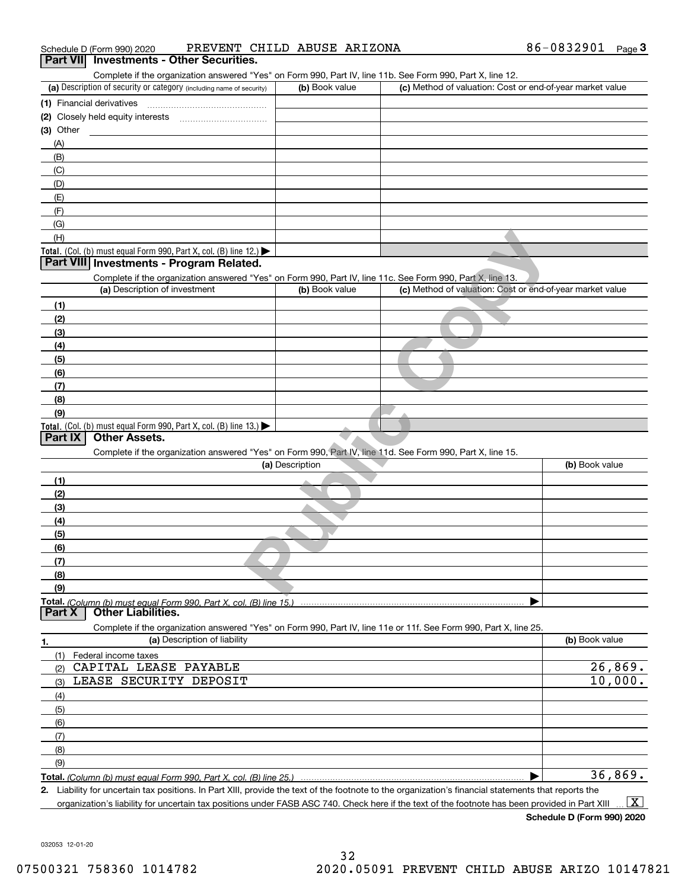Schedule D (Form 990) 2020 PREVENT CHILD ABUSE ARIZONA 86-0832901 Page 3

## Part VII Investments - Other Securities.

Complete if the organization answered "Yes" on Form 990, Part IV, line 11b. See Form 990, Part X, line 12.

| (a) Description of security or category (including name of security) | (b) Book value | (c) Method of valuation: Cost or end-of-year market value |
|---|---|---|
| (1) Financial derivatives | | |
| (2) Closely held equity interests | | |
| (3) Other | | |
| (A) | | |
| (B) | | |
| (C) | | |
| (D) | | |
| (E) | | |
| (F) | | |
| (G) | | |
| (H) | | |
| **Total.** (Col. (b) must equal Form 990, Part X, col. (B) line 12.) ▶ | | |

## Part VIII Investments - Program Related.

Complete if the organization answered "Yes" on Form 990, Part IV, line 11c. See Form 990, Part X, line 13.

| (a) Description of investment | (b) Book value | (c) Method of valuation: Cost or end-of-year market value |
|---|---|---|
| (1) | | |
| (2) | | |
| (3) | | |
| (4) | | |
| (5) | | |
| (6) | | |
| (7) | | |
| (8) | | |
| (9) | | |
| **Total.** (Col. (b) must equal Form 990, Part X, col. (B) line 13.) ▶ | | |

## Part IX Other Assets.

Complete if the organization answered "Yes" on Form 990, Part IV, line 11d. See Form 990, Part X, line 15.

| (a) Description | (b) Book value |
|---|---|
| (1) | |
| (2) | |
| (3) | |
| (4) | |
| (5) | |
| (6) | |
| (7) | |
| (8) | |
| (9) | |
| **Total.** *(Column (b) must equal Form 990, Part X, col. (B) line 15.)* ▶ | |

## Part X Other Liabilities.

Complete if the organization answered "Yes" on Form 990, Part IV, line 11e or 11f. See Form 990, Part X, line 25.

| 1. (a) Description of liability | (b) Book value |
|---|---|
| (1) Federal income taxes | |
| (2) CAPITAL LEASE PAYABLE | 26,869. |
| (3) LEASE SECURITY DEPOSIT | 10,000. |
| (4) | |
| (5) | |
| (6) | |
| (7) | |
| (8) | |
| (9) | |
| **Total.** *(Column (b) must equal Form 990, Part X, col. (B) line 25.)* ▶ | 36,869. |

**2.** Liability for uncertain tax positions. In Part XIII, provide the text of the footnote to the organization's financial statements that reports the organization's liability for uncertain tax positions under FASB ASC 740. Check here if the text of the footnote has been provided in Part XIII ... [X]

**Schedule D (Form 990) 2020**

032053 12-01-20

07500321 758360 1014782 2020.05091 PREVENT CHILD ABUSE ARIZO 10147821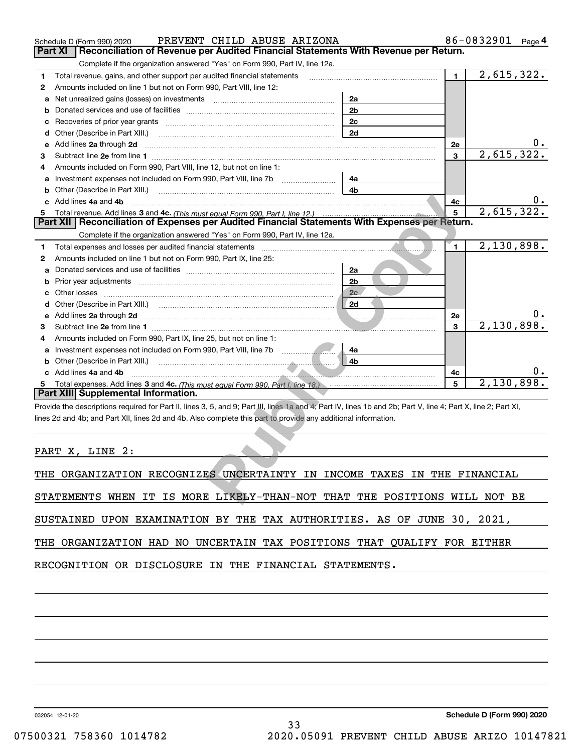Schedule D (Form 990) 2020 PREVENT CHILD ABUSE ARIZONA 86-0832901 Page 4

## Part XI Reconciliation of Revenue per Audited Financial Statements With Revenue per Return.

Complete if the organization answered "Yes" on Form 990, Part IV, line 12a.

| | | | | | |
|---|---|---|---|---|---|
| 1 | Total revenue, gains, and other support per audited financial statements | | | 1 | 2,615,322. |
| 2 | Amounts included on line 1 but not on Form 990, Part VIII, line 12: | | | | |
| a | Net unrealized gains (losses) on investments | 2a | | | |
| b | Donated services and use of facilities | 2b | | | |
| c | Recoveries of prior year grants | 2c | | | |
| d | Other (Describe in Part XIII.) | 2d | | | |
| e | Add lines 2a through 2d | | | 2e | 0. |
| 3 | Subtract line 2e from line 1 | | | 3 | 2,615,322. |
| 4 | Amounts included on Form 990, Part VIII, line 12, but not on line 1: | | | | |
| a | Investment expenses not included on Form 990, Part VIII, line 7b | 4a | | | |
| b | Other (Describe in Part XIII.) | 4b | | | |
| c | Add lines 4a and 4b | | | 4c | 0. |
| 5 | Total revenue. Add lines 3 and 4c. *(This must equal Form 990, Part I, line 12.)* | | | 5 | 2,615,322. |

## Part XII Reconciliation of Expenses per Audited Financial Statements With Expenses per Return.

Complete if the organization answered "Yes" on Form 990, Part IV, line 12a.

| | | | | | |
|---|---|---|---|---|---|
| 1 | Total expenses and losses per audited financial statements | | | 1 | 2,130,898. |
| 2 | Amounts included on line 1 but not on Form 990, Part IX, line 25: | | | | |
| a | Donated services and use of facilities | 2a | | | |
| b | Prior year adjustments | 2b | | | |
| c | Other losses | 2c | | | |
| d | Other (Describe in Part XIII.) | 2d | | | |
| e | Add lines 2a through 2d | | | 2e | 0. |
| 3 | Subtract line 2e from line 1 | | | 3 | 2,130,898. |
| 4 | Amounts included on Form 990, Part IX, line 25, but not on line 1: | | | | |
| a | Investment expenses not included on Form 990, Part VIII, line 7b | 4a | | | |
| b | Other (Describe in Part XIII.) | 4b | | | |
| c | Add lines 4a and 4b | | | 4c | 0. |
| 5 | Total expenses. Add lines 3 and 4c. *(This must equal Form 990, Part I, line 18.)* | | | 5 | 2,130,898. |

## Part XIII Supplemental Information.

Provide the descriptions required for Part II, lines 3, 5, and 9; Part III, lines 1a and 4; Part IV, lines 1b and 2b; Part V, line 4; Part X, line 2; Part XI, lines 2d and 4b; and Part XII, lines 2d and 4b. Also complete this part to provide any additional information.

PART X, LINE 2:

THE ORGANIZATION RECOGNIZES UNCERTAINTY IN INCOME TAXES IN THE FINANCIAL STATEMENTS WHEN IT IS MORE LIKELY-THAN-NOT THAT THE POSITIONS WILL NOT BE SUSTAINED UPON EXAMINATION BY THE TAX AUTHORITIES. AS OF JUNE 30, 2021, THE ORGANIZATION HAD NO UNCERTAIN TAX POSITIONS THAT QUALIFY FOR EITHER RECOGNITION OR DISCLOSURE IN THE FINANCIAL STATEMENTS.

032054 12-01-20 **Schedule D (Form 990) 2020**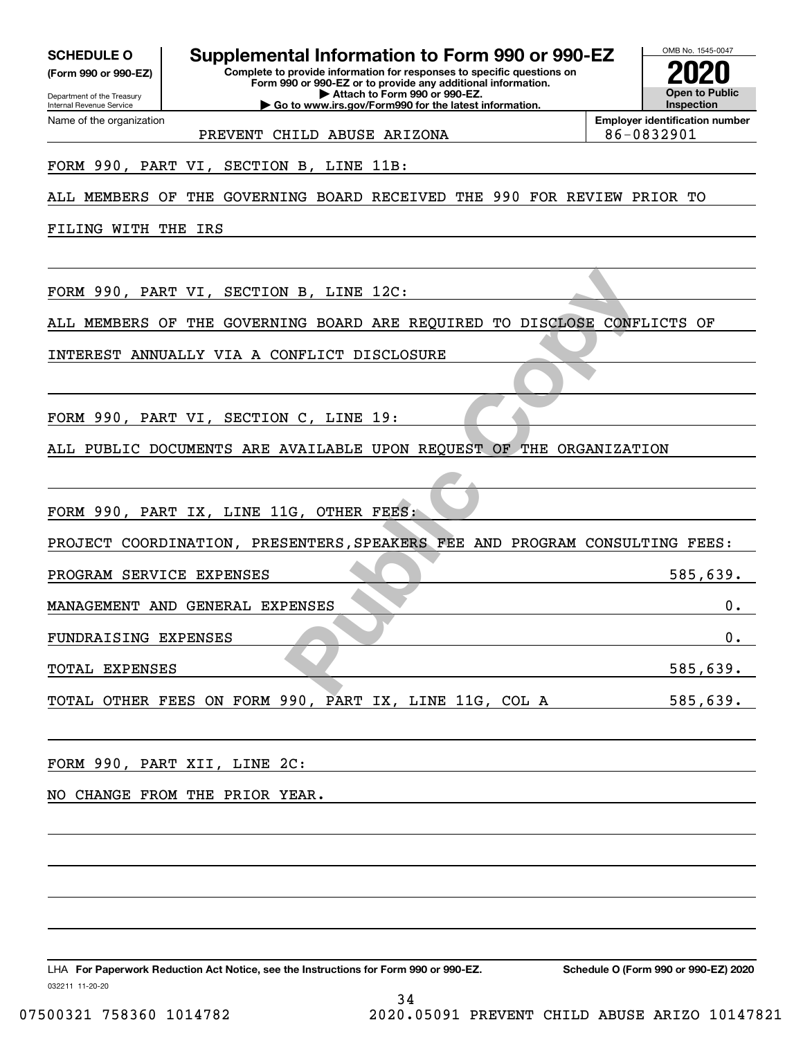**SCHEDULE O** (Form 990 or 990-EZ)

Department of the Treasury
Internal Revenue Service

# Supplemental Information to Form 990 or 990-EZ

**Complete to provide information for responses to specific questions on Form 990 or 990-EZ or to provide any additional information.**
**▶ Attach to Form 990 or 990-EZ.**
**▶ Go to www.irs.gov/Form990 for the latest information.**

OMB No. 1545-0047

**2020**

**Open to Public Inspection**

Name of the organization: PREVENT CHILD ABUSE ARIZONA

**Employer identification number:** 86-0832901

FORM 990, PART VI, SECTION B, LINE 11B:

ALL MEMBERS OF THE GOVERNING BOARD RECEIVED THE 990 FOR REVIEW PRIOR TO FILING WITH THE IRS

FORM 990, PART VI, SECTION B, LINE 12C:

ALL MEMBERS OF THE GOVERNING BOARD ARE REQUIRED TO DISCLOSE CONFLICTS OF INTEREST ANNUALLY VIA A CONFLICT DISCLOSURE

FORM 990, PART VI, SECTION C, LINE 19:

ALL PUBLIC DOCUMENTS ARE AVAILABLE UPON REQUEST OF THE ORGANIZATION

FORM 990, PART IX, LINE 11G, OTHER FEES:

PROJECT COORDINATION, PRESENTERS,SPEAKERS FEE AND PROGRAM CONSULTING FEES:

| | |
|---|---|
| PROGRAM SERVICE EXPENSES | 585,639. |
| MANAGEMENT AND GENERAL EXPENSES | 0. |
| FUNDRAISING EXPENSES | 0. |
| TOTAL EXPENSES | 585,639. |
| TOTAL OTHER FEES ON FORM 990, PART IX, LINE 11G, COL A | 585,639. |

FORM 990, PART XII, LINE 2C:

NO CHANGE FROM THE PRIOR YEAR.

LHA **For Paperwork Reduction Act Notice, see the Instructions for Form 990 or 990-EZ.**

**Schedule O (Form 990 or 990-EZ) 2020**

032211 11-20-20

07500321 758360 1014782 2020.05091 PREVENT CHILD ABUSE ARIZO 10147821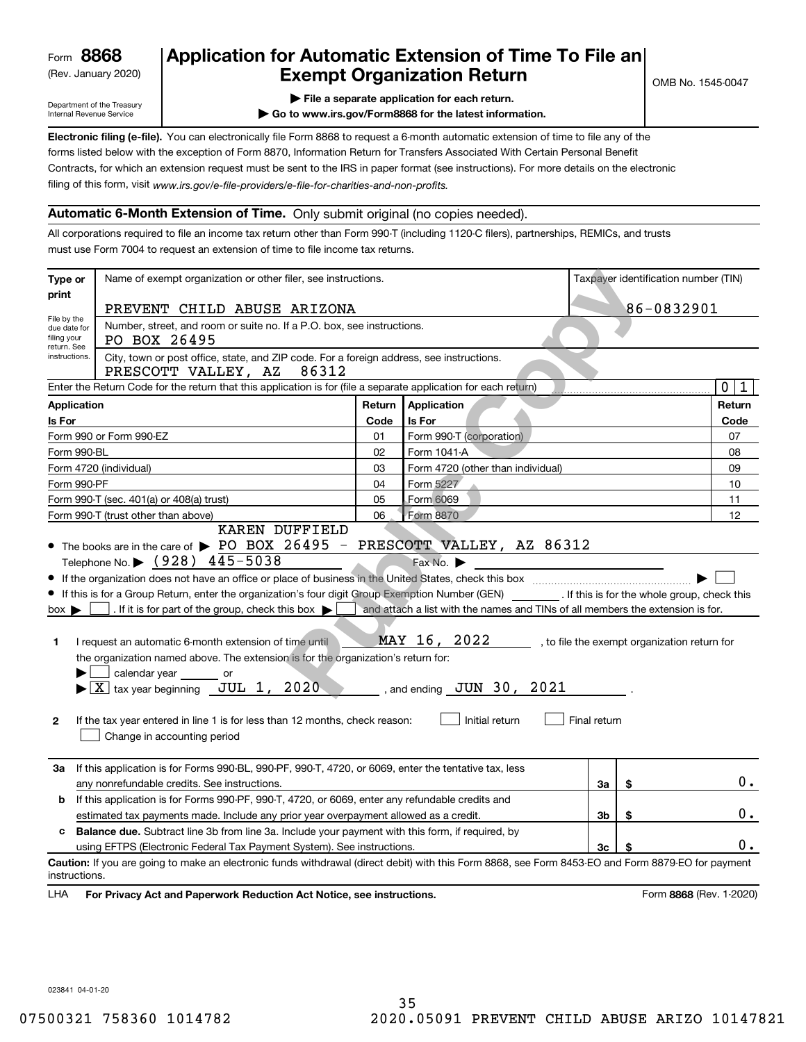Form **8868**
(Rev. January 2020)

Department of the Treasury
Internal Revenue Service

# Application for Automatic Extension of Time To File an Exempt Organization Return

OMB No. 1545-0047

▶ File a separate application for each return.

▶ Go to www.irs.gov/Form8868 for the latest information.

**Electronic filing (e-file).** You can electronically file Form 8868 to request a 6-month automatic extension of time to file any of the forms listed below with the exception of Form 8870, Information Return for Transfers Associated With Certain Personal Benefit Contracts, for which an extension request must be sent to the IRS in paper format (see instructions). For more details on the electronic filing of this form, visit *www.irs.gov/e-file-providers/e-file-for-charities-and-non-profits.*

## Automatic 6-Month Extension of Time. Only submit original (no copies needed).

All corporations required to file an income tax return other than Form 990-T (including 1120-C filers), partnerships, REMICs, and trusts must use Form 7004 to request an extension of time to file income tax returns.

**Type or print**

File by the due date for filing your return. See instructions.

Name of exempt organization or other filer, see instructions.
PREVENT CHILD ABUSE ARIZONA

Taxpayer identification number (TIN)
86-0832901

Number, street, and room or suite no. If a P.O. box, see instructions.
PO BOX 26495

City, town or post office, state, and ZIP code. For a foreign address, see instructions.
PRESCOTT VALLEY, AZ 86312

Enter the Return Code for the return that this application is for (file a separate application for each return) .......... 0 1

| Application Is For | Return Code | Application Is For | Return Code |
|---|---|---|---|
| Form 990 or Form 990-EZ | 01 | Form 990-T (corporation) | 07 |
| Form 990-BL | 02 | Form 1041-A | 08 |
| Form 4720 (individual) | 03 | Form 4720 (other than individual) | 09 |
| Form 990-PF | 04 | Form 5227 | 10 |
| Form 990-T (sec. 401(a) or 408(a) trust) | 05 | Form 6069 | 11 |
| Form 990-T (trust other than above) | 06 | Form 8870 | 12 |

- The books are in the care of ▶ KAREN DUFFIELD
  PO BOX 26495 - PRESCOTT VALLEY, AZ 86312
  Telephone No. ▶ (928) 445-5038   Fax No. ▶
- If the organization does not have an office or place of business in the United States, check this box .......... ▶ ☐
- If this is for a Group Return, enter the organization's four digit Group Exemption Number (GEN) ______ . If this is for the whole group, check this box ▶ ☐ . If it is for part of the group, check this box ▶ ☐ and attach a list with the names and TINs of all members the extension is for.

**1** I request an automatic 6-month extension of time until MAY 16, 2022 , to file the exempt organization return for the organization named above. The extension is for the organization's return for:
▶ ☐ calendar year ______ or
▶ ☒ tax year beginning JUL 1, 2020 , and ending JUN 30, 2021 .

**2** If the tax year entered in line 1 is for less than 12 months, check reason: ☐ Initial return ☐ Final return
☐ Change in accounting period

| | | | | |
|---|---|---|---|---|
| **3a** | If this application is for Forms 990-BL, 990-PF, 990-T, 4720, or 6069, enter the tentative tax, less any nonrefundable credits. See instructions. | **3a** | $ | 0. |
| **b** | If this application is for Forms 990-PF, 990-T, 4720, or 6069, enter any refundable credits and estimated tax payments made. Include any prior year overpayment allowed as a credit. | **3b** | $ | 0. |
| **c** | **Balance due.** Subtract line 3b from line 3a. Include your payment with this form, if required, by using EFTPS (Electronic Federal Tax Payment System). See instructions. | **3c** | $ | 0. |

**Caution:** If you are going to make an electronic funds withdrawal (direct debit) with this Form 8868, see Form 8453-EO and Form 8879-EO for payment instructions.

LHA **For Privacy Act and Paperwork Reduction Act Notice, see instructions.** Form **8868** (Rev. 1-2020)

023841 04-01-20

07500321 758360 1014782    2020.05091 PREVENT CHILD ABUSE ARIZO 10147821